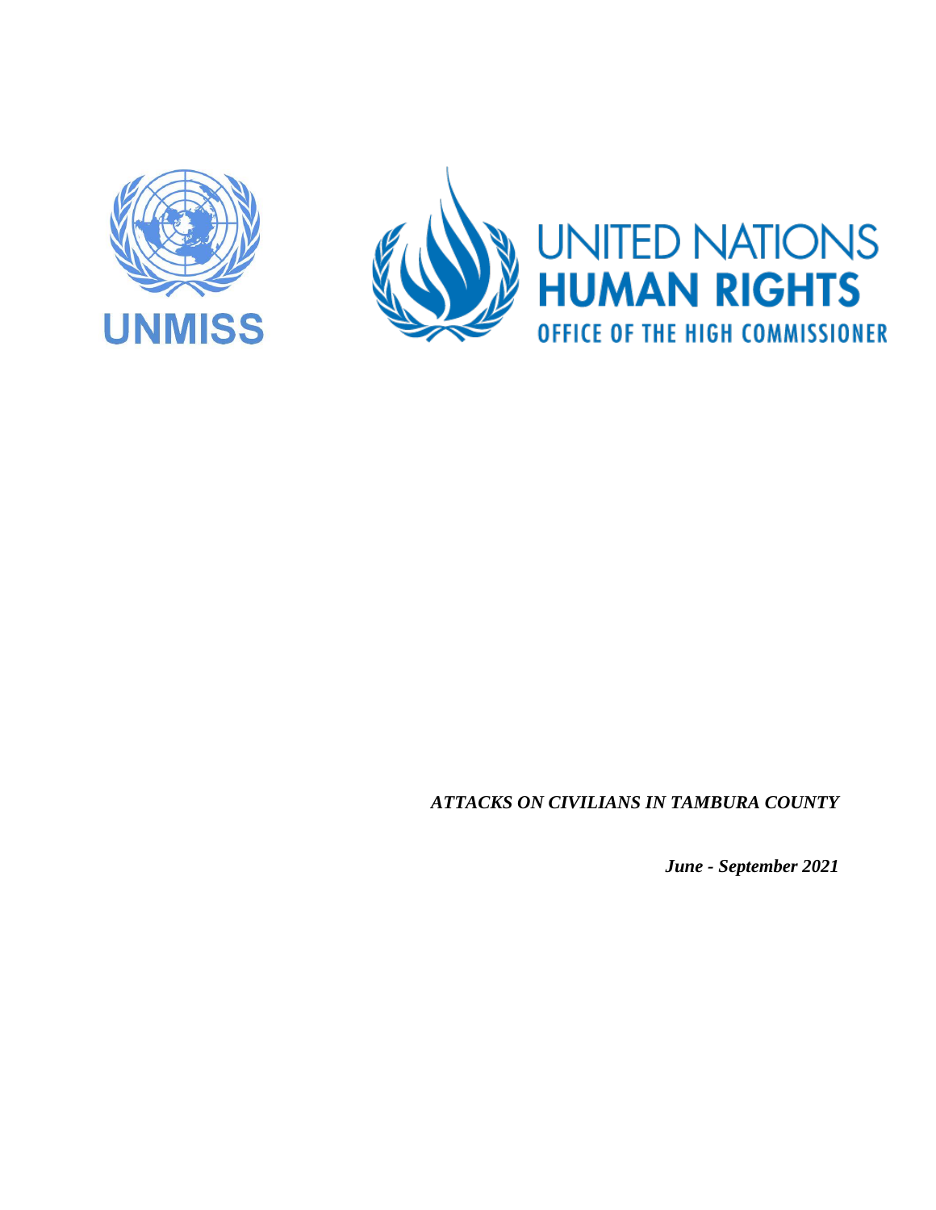UNMISS

UNITED NATIONS
**HUMAN RIGHTS**
OFFICE OF THE HIGH COMMISSIONER

***ATTACKS ON CIVILIANS IN TAMBURA COUNTY***

***June - September 2021***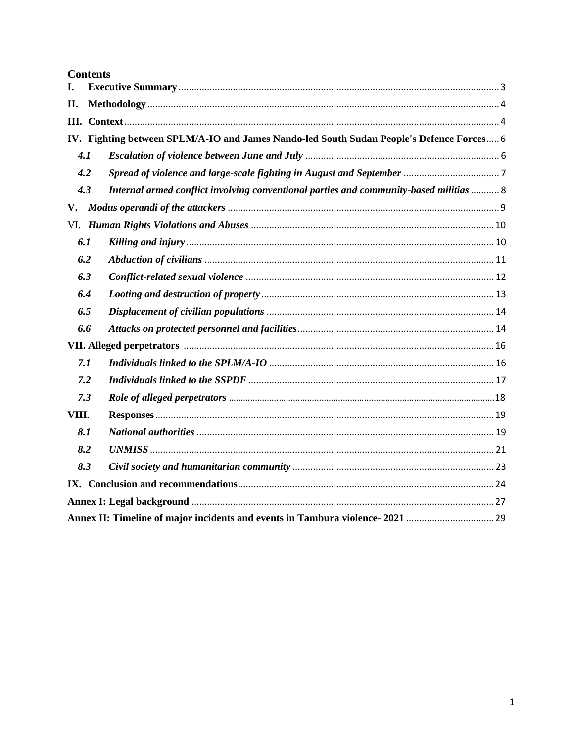# Contents

**I. Executive Summary** ........ 3

**II. Methodology** ........ 4

**III. Context** ........ 4

**IV. Fighting between SPLM/A-IO and James Nando-led South Sudan People's Defence Forces** ........ 6

- ***4.1 Escalation of violence between June and July*** ........ 6
- ***4.2 Spread of violence and large-scale fighting in August and September*** ........ 7
- ***4.3 Internal armed conflict involving conventional parties and community-based militias*** ........ 8

**V. *Modus operandi of the attackers*** ........ 9

VI. ***Human Rights Violations and Abuses*** ........ 10

- ***6.1 Killing and injury*** ........ 10
- ***6.2 Abduction of civilians*** ........ 11
- ***6.3 Conflict-related sexual violence*** ........ 12
- ***6.4 Looting and destruction of property*** ........ 13
- ***6.5 Displacement of civilian populations*** ........ 14
- ***6.6 Attacks on protected personnel and facilities*** ........ 14

**VII. Alleged perpetrators** ........ 16

- ***7.1 Individuals linked to the SPLM/A-IO*** ........ 16
- ***7.2 Individuals linked to the SSPDF*** ........ 17
- ***7.3 Role of alleged perpetrators*** ........ 18

**VIII. Responses** ........ 19

- ***8.1 National authorities*** ........ 19
- ***8.2 UNMISS*** ........ 21
- ***8.3 Civil society and humanitarian community*** ........ 23

**IX. Conclusion and recommendations** ........ 24

**Annex I: Legal background** ........ 27

**Annex II: Timeline of major incidents and events in Tambura violence- 2021** ........ 29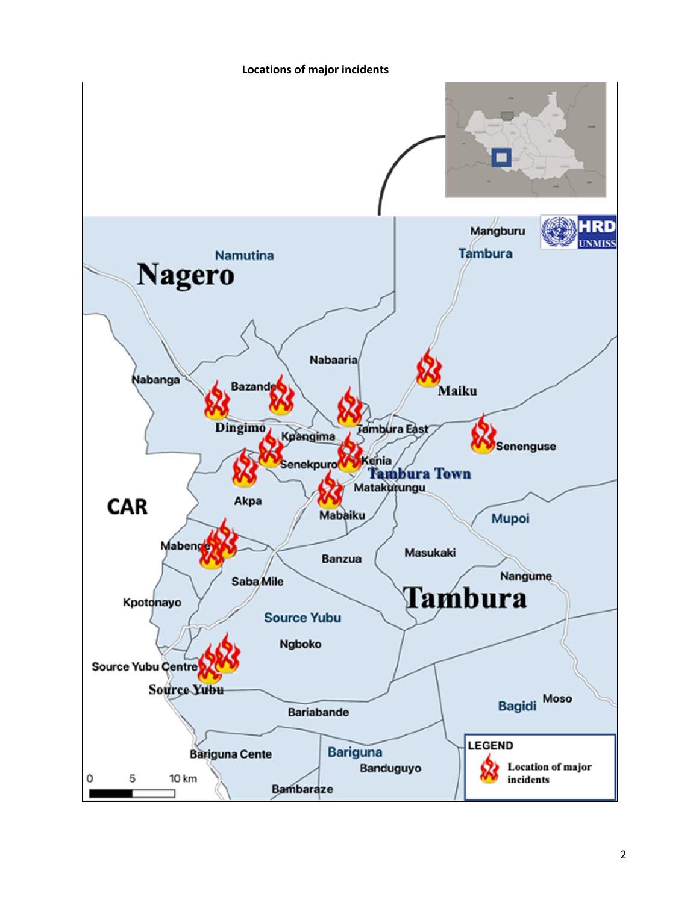**Locations of major incidents**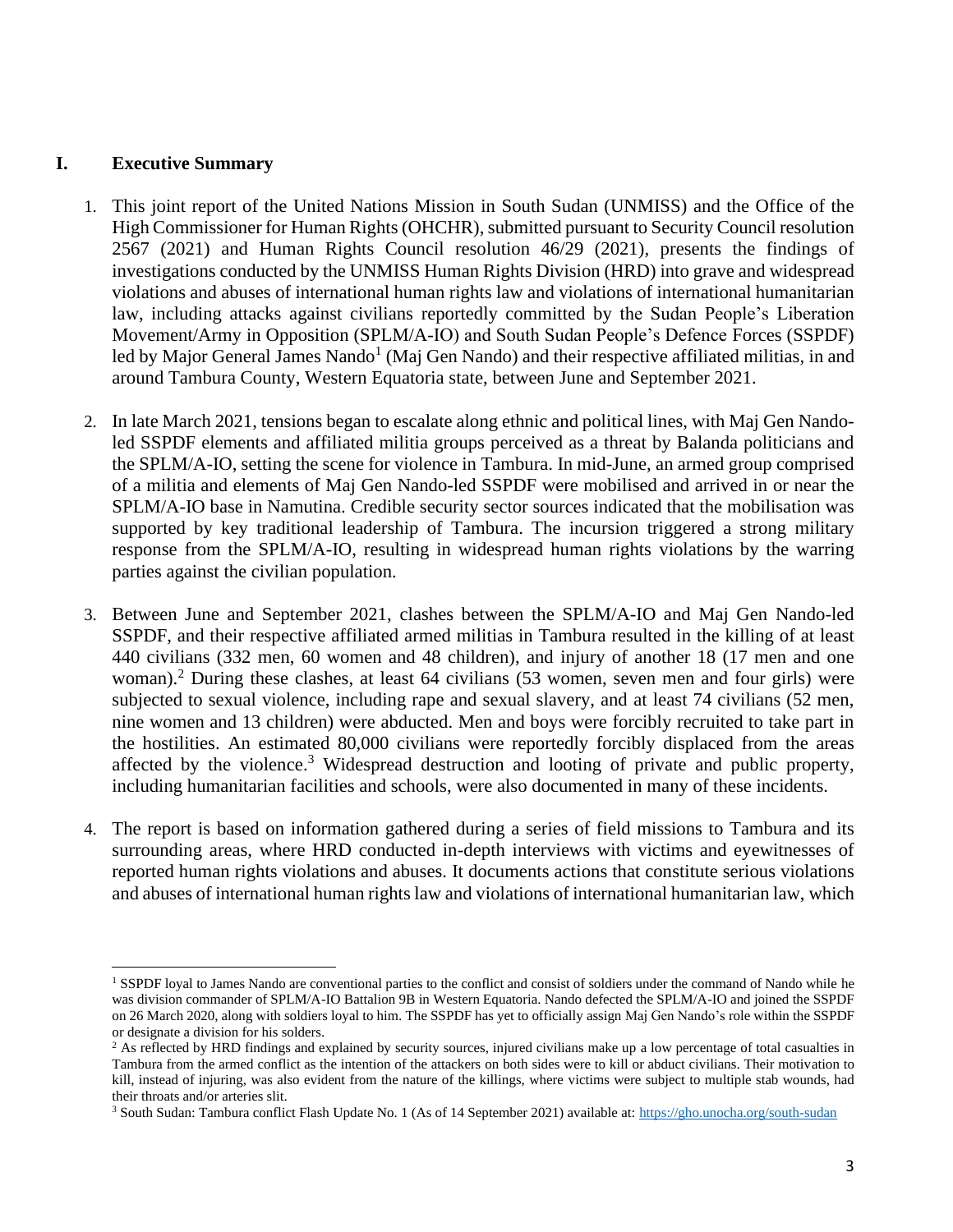## I. Executive Summary

1. This joint report of the United Nations Mission in South Sudan (UNMISS) and the Office of the High Commissioner for Human Rights (OHCHR), submitted pursuant to Security Council resolution 2567 (2021) and Human Rights Council resolution 46/29 (2021), presents the findings of investigations conducted by the UNMISS Human Rights Division (HRD) into grave and widespread violations and abuses of international human rights law and violations of international humanitarian law, including attacks against civilians reportedly committed by the Sudan People's Liberation Movement/Army in Opposition (SPLM/A-IO) and South Sudan People's Defence Forces (SSPDF) led by Major General James Nando[1] (Maj Gen Nando) and their respective affiliated militias, in and around Tambura County, Western Equatoria state, between June and September 2021.

2. In late March 2021, tensions began to escalate along ethnic and political lines, with Maj Gen Nando-led SSPDF elements and affiliated militia groups perceived as a threat by Balanda politicians and the SPLM/A-IO, setting the scene for violence in Tambura. In mid-June, an armed group comprised of a militia and elements of Maj Gen Nando-led SSPDF were mobilised and arrived in or near the SPLM/A-IO base in Namutina. Credible security sector sources indicated that the mobilisation was supported by key traditional leadership of Tambura. The incursion triggered a strong military response from the SPLM/A-IO, resulting in widespread human rights violations by the warring parties against the civilian population.

3. Between June and September 2021, clashes between the SPLM/A-IO and Maj Gen Nando-led SSPDF, and their respective affiliated armed militias in Tambura resulted in the killing of at least 440 civilians (332 men, 60 women and 48 children), and injury of another 18 (17 men and one woman).[2] During these clashes, at least 64 civilians (53 women, seven men and four girls) were subjected to sexual violence, including rape and sexual slavery, and at least 74 civilians (52 men, nine women and 13 children) were abducted. Men and boys were forcibly recruited to take part in the hostilities. An estimated 80,000 civilians were reportedly forcibly displaced from the areas affected by the violence.[3] Widespread destruction and looting of private and public property, including humanitarian facilities and schools, were also documented in many of these incidents.

4. The report is based on information gathered during a series of field missions to Tambura and its surrounding areas, where HRD conducted in-depth interviews with victims and eyewitnesses of reported human rights violations and abuses. It documents actions that constitute serious violations and abuses of international human rights law and violations of international humanitarian law, which

---

[1] SSPDF loyal to James Nando are conventional parties to the conflict and consist of soldiers under the command of Nando while he was division commander of SPLM/A-IO Battalion 9B in Western Equatoria. Nando defected the SPLM/A-IO and joined the SSPDF on 26 March 2020, along with soldiers loyal to him. The SSPDF has yet to officially assign Maj Gen Nando's role within the SSPDF or designate a division for his solders.

[2] As reflected by HRD findings and explained by security sources, injured civilians make up a low percentage of total casualties in Tambura from the armed conflict as the intention of the attackers on both sides were to kill or abduct civilians. Their motivation to kill, instead of injuring, was also evident from the nature of the killings, where victims were subject to multiple stab wounds, had their throats and/or arteries slit.

[3] South Sudan: Tambura conflict Flash Update No. 1 (As of 14 September 2021) available at: https://gho.unocha.org/south-sudan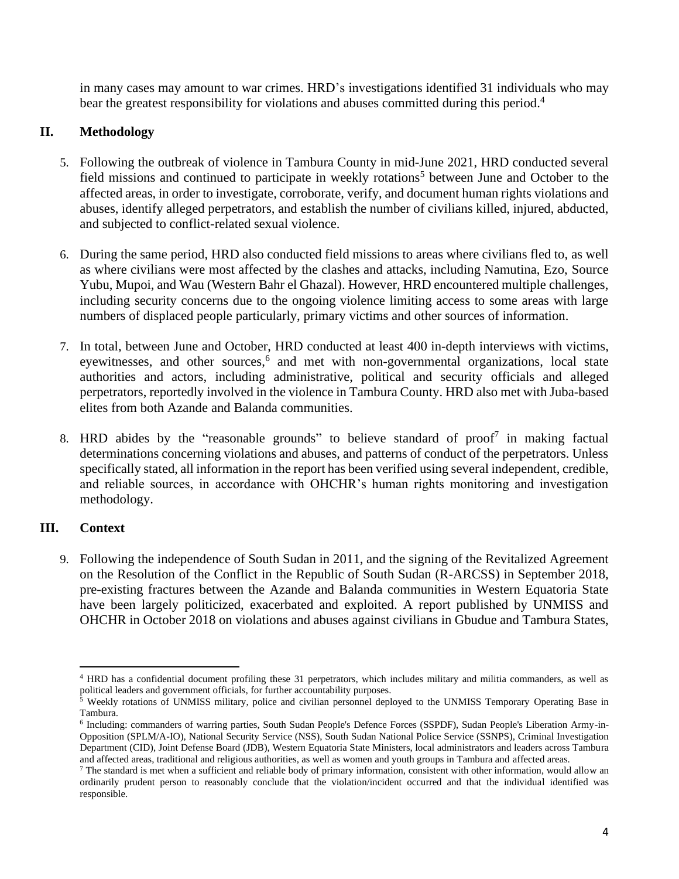in many cases may amount to war crimes. HRD's investigations identified 31 individuals who may bear the greatest responsibility for violations and abuses committed during this period.[4]

## II. Methodology

5. Following the outbreak of violence in Tambura County in mid-June 2021, HRD conducted several field missions and continued to participate in weekly rotations[5] between June and October to the affected areas, in order to investigate, corroborate, verify, and document human rights violations and abuses, identify alleged perpetrators, and establish the number of civilians killed, injured, abducted, and subjected to conflict-related sexual violence.

6. During the same period, HRD also conducted field missions to areas where civilians fled to, as well as where civilians were most affected by the clashes and attacks, including Namutina, Ezo, Source Yubu, Mupoi, and Wau (Western Bahr el Ghazal). However, HRD encountered multiple challenges, including security concerns due to the ongoing violence limiting access to some areas with large numbers of displaced people particularly, primary victims and other sources of information.

7. In total, between June and October, HRD conducted at least 400 in-depth interviews with victims, eyewitnesses, and other sources,[6] and met with non-governmental organizations, local state authorities and actors, including administrative, political and security officials and alleged perpetrators, reportedly involved in the violence in Tambura County. HRD also met with Juba-based elites from both Azande and Balanda communities.

8. HRD abides by the "reasonable grounds" to believe standard of proof[7] in making factual determinations concerning violations and abuses, and patterns of conduct of the perpetrators. Unless specifically stated, all information in the report has been verified using several independent, credible, and reliable sources, in accordance with OHCHR's human rights monitoring and investigation methodology.

## III. Context

9. Following the independence of South Sudan in 2011, and the signing of the Revitalized Agreement on the Resolution of the Conflict in the Republic of South Sudan (R-ARCSS) in September 2018, pre-existing fractures between the Azande and Balanda communities in Western Equatoria State have been largely politicized, exacerbated and exploited. A report published by UNMISS and OHCHR in October 2018 on violations and abuses against civilians in Gbudue and Tambura States,

---

[4] HRD has a confidential document profiling these 31 perpetrators, which includes military and militia commanders, as well as political leaders and government officials, for further accountability purposes.

[5] Weekly rotations of UNMISS military, police and civilian personnel deployed to the UNMISS Temporary Operating Base in Tambura.

[6] Including: commanders of warring parties, South Sudan People's Defence Forces (SSPDF), Sudan People's Liberation Army-in-Opposition (SPLM/A-IO), National Security Service (NSS), South Sudan National Police Service (SSNPS), Criminal Investigation Department (CID), Joint Defense Board (JDB), Western Equatoria State Ministers, local administrators and leaders across Tambura and affected areas, traditional and religious authorities, as well as women and youth groups in Tambura and affected areas.

[7] The standard is met when a sufficient and reliable body of primary information, consistent with other information, would allow an ordinarily prudent person to reasonably conclude that the violation/incident occurred and that the individual identified was responsible.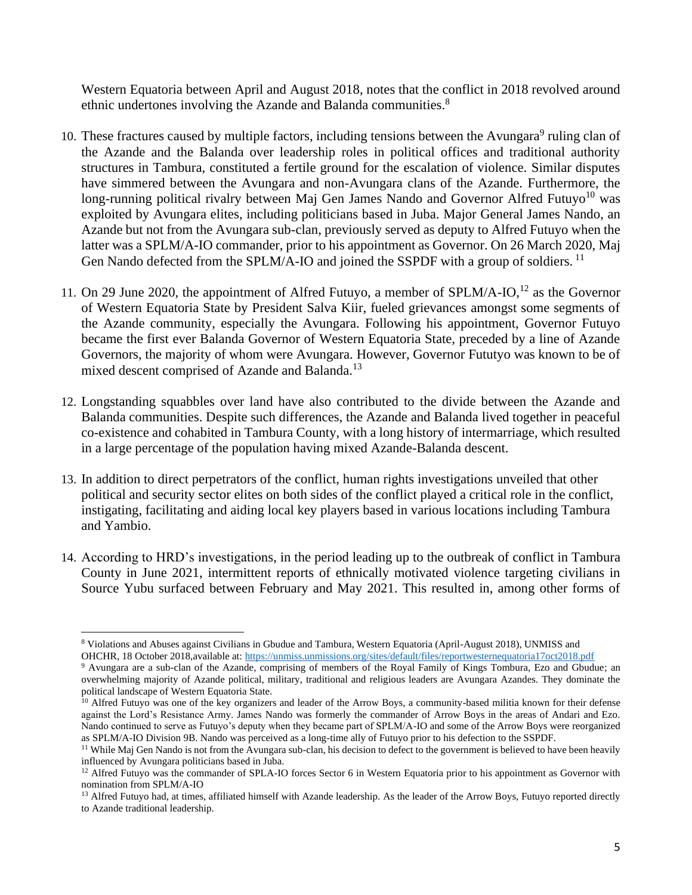Western Equatoria between April and August 2018, notes that the conflict in 2018 revolved around ethnic undertones involving the Azande and Balanda communities.[8]

10. These fractures caused by multiple factors, including tensions between the Avungara[9] ruling clan of the Azande and the Balanda over leadership roles in political offices and traditional authority structures in Tambura, constituted a fertile ground for the escalation of violence. Similar disputes have simmered between the Avungara and non-Avungara clans of the Azande. Furthermore, the long-running political rivalry between Maj Gen James Nando and Governor Alfred Futuyo[10] was exploited by Avungara elites, including politicians based in Juba. Major General James Nando, an Azande but not from the Avungara sub-clan, previously served as deputy to Alfred Futuyo when the latter was a SPLM/A-IO commander, prior to his appointment as Governor. On 26 March 2020, Maj Gen Nando defected from the SPLM/A-IO and joined the SSPDF with a group of soldiers.[11]

11. On 29 June 2020, the appointment of Alfred Futuyo, a member of SPLM/A-IO,[12] as the Governor of Western Equatoria State by President Salva Kiir, fueled grievances amongst some segments of the Azande community, especially the Avungara. Following his appointment, Governor Futuyo became the first ever Balanda Governor of Western Equatoria State, preceded by a line of Azande Governors, the majority of whom were Avungara. However, Governor Fututyo was known to be of mixed descent comprised of Azande and Balanda.[13]

12. Longstanding squabbles over land have also contributed to the divide between the Azande and Balanda communities. Despite such differences, the Azande and Balanda lived together in peaceful co-existence and cohabited in Tambura County, with a long history of intermarriage, which resulted in a large percentage of the population having mixed Azande-Balanda descent.

13. In addition to direct perpetrators of the conflict, human rights investigations unveiled that other political and security sector elites on both sides of the conflict played a critical role in the conflict, instigating, facilitating and aiding local key players based in various locations including Tambura and Yambio.

14. According to HRD's investigations, in the period leading up to the outbreak of conflict in Tambura County in June 2021, intermittent reports of ethnically motivated violence targeting civilians in Source Yubu surfaced between February and May 2021. This resulted in, among other forms of

---

[8] Violations and Abuses against Civilians in Gbudue and Tambura, Western Equatoria (April-August 2018), UNMISS and OHCHR, 18 October 2018,available at: https://unmiss.unmissions.org/sites/default/files/reportwesternequatoria17oct2018.pdf

[9] Avungara are a sub-clan of the Azande, comprising of members of the Royal Family of Kings Tombura, Ezo and Gbudue; an overwhelming majority of Azande political, military, traditional and religious leaders are Avungara Azandes. They dominate the political landscape of Western Equatoria State.

[10] Alfred Futuyo was one of the key organizers and leader of the Arrow Boys, a community-based militia known for their defense against the Lord's Resistance Army. James Nando was formerly the commander of Arrow Boys in the areas of Andari and Ezo. Nando continued to serve as Futuyo's deputy when they became part of SPLM/A-IO and some of the Arrow Boys were reorganized as SPLM/A-IO Division 9B. Nando was perceived as a long-time ally of Futuyo prior to his defection to the SSPDF.

[11] While Maj Gen Nando is not from the Avungara sub-clan, his decision to defect to the government is believed to have been heavily influenced by Avungara politicians based in Juba.

[12] Alfred Futuyo was the commander of SPLA-IO forces Sector 6 in Western Equatoria prior to his appointment as Governor with nomination from SPLM/A-IO

[13] Alfred Futuyo had, at times, affiliated himself with Azande leadership. As the leader of the Arrow Boys, Futuyo reported directly to Azande traditional leadership.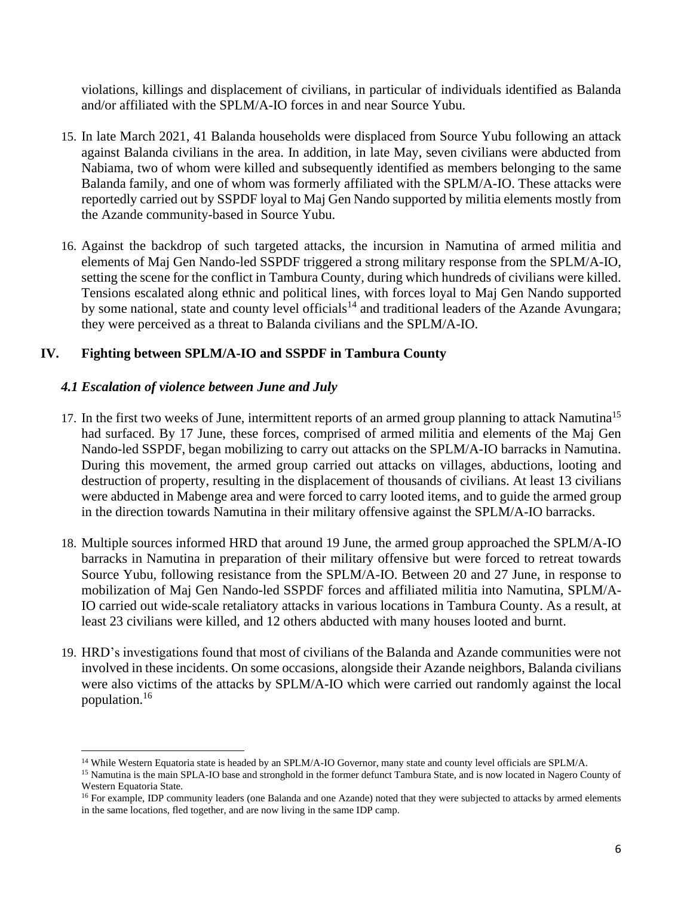violations, killings and displacement of civilians, in particular of individuals identified as Balanda and/or affiliated with the SPLM/A-IO forces in and near Source Yubu.

15. In late March 2021, 41 Balanda households were displaced from Source Yubu following an attack against Balanda civilians in the area. In addition, in late May, seven civilians were abducted from Nabiama, two of whom were killed and subsequently identified as members belonging to the same Balanda family, and one of whom was formerly affiliated with the SPLM/A-IO. These attacks were reportedly carried out by SSPDF loyal to Maj Gen Nando supported by militia elements mostly from the Azande community-based in Source Yubu.

16. Against the backdrop of such targeted attacks, the incursion in Namutina of armed militia and elements of Maj Gen Nando-led SSPDF triggered a strong military response from the SPLM/A-IO, setting the scene for the conflict in Tambura County, during which hundreds of civilians were killed. Tensions escalated along ethnic and political lines, with forces loyal to Maj Gen Nando supported by some national, state and county level officials[14] and traditional leaders of the Azande Avungara; they were perceived as a threat to Balanda civilians and the SPLM/A-IO.

## IV. Fighting between SPLM/A-IO and SSPDF in Tambura County

### *4.1 Escalation of violence between June and July*

17. In the first two weeks of June, intermittent reports of an armed group planning to attack Namutina[15] had surfaced. By 17 June, these forces, comprised of armed militia and elements of the Maj Gen Nando-led SSPDF, began mobilizing to carry out attacks on the SPLM/A-IO barracks in Namutina. During this movement, the armed group carried out attacks on villages, abductions, looting and destruction of property, resulting in the displacement of thousands of civilians. At least 13 civilians were abducted in Mabenge area and were forced to carry looted items, and to guide the armed group in the direction towards Namutina in their military offensive against the SPLM/A-IO barracks.

18. Multiple sources informed HRD that around 19 June, the armed group approached the SPLM/A-IO barracks in Namutina in preparation of their military offensive but were forced to retreat towards Source Yubu, following resistance from the SPLM/A-IO. Between 20 and 27 June, in response to mobilization of Maj Gen Nando-led SSPDF forces and affiliated militia into Namutina, SPLM/A-IO carried out wide-scale retaliatory attacks in various locations in Tambura County. As a result, at least 23 civilians were killed, and 12 others abducted with many houses looted and burnt.

19. HRD's investigations found that most of civilians of the Balanda and Azande communities were not involved in these incidents. On some occasions, alongside their Azande neighbors, Balanda civilians were also victims of the attacks by SPLM/A-IO which were carried out randomly against the local population.[16]

---

[14] While Western Equatoria state is headed by an SPLM/A-IO Governor, many state and county level officials are SPLM/A.

[15] Namutina is the main SPLA-IO base and stronghold in the former defunct Tambura State, and is now located in Nagero County of Western Equatoria State.

[16] For example, IDP community leaders (one Balanda and one Azande) noted that they were subjected to attacks by armed elements in the same locations, fled together, and are now living in the same IDP camp.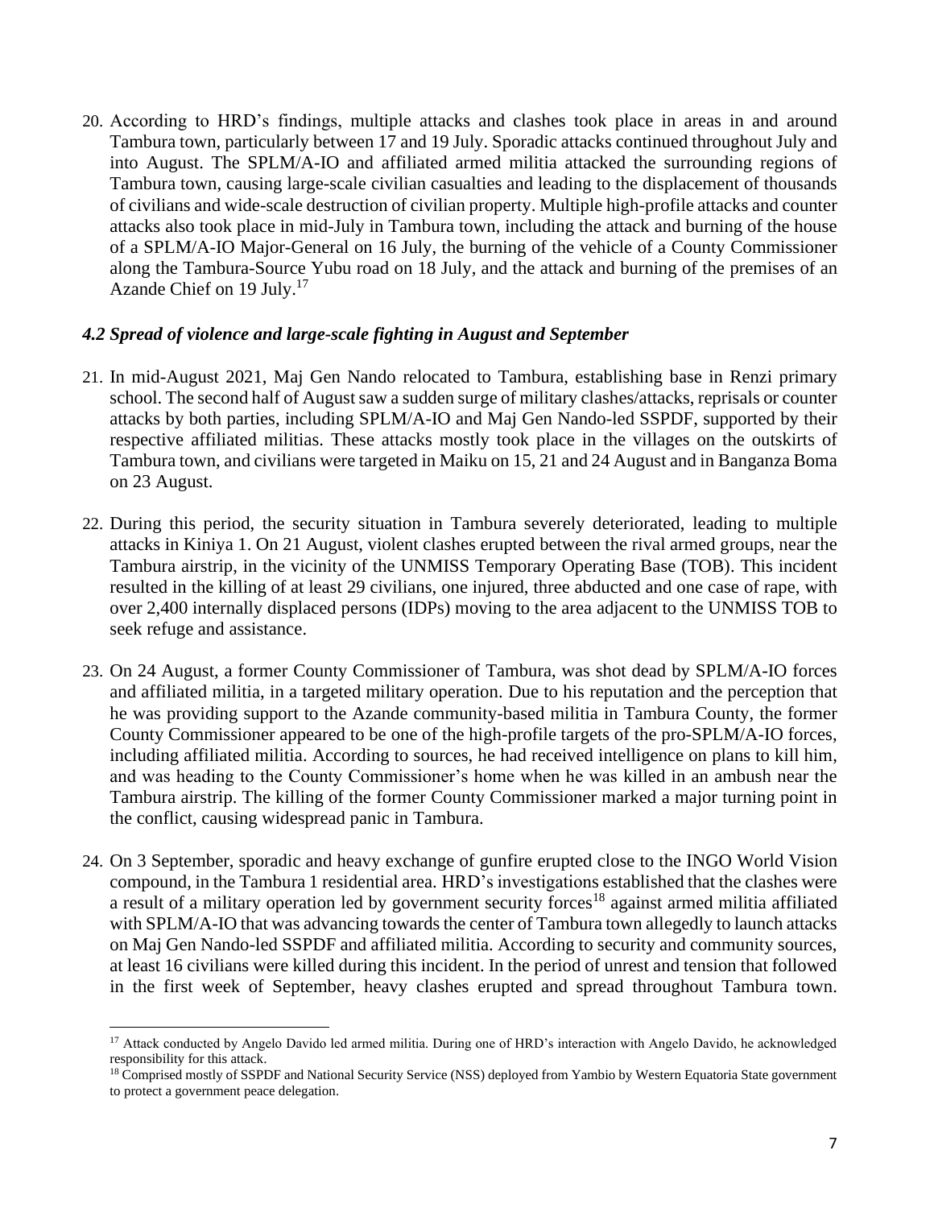20. According to HRD's findings, multiple attacks and clashes took place in areas in and around Tambura town, particularly between 17 and 19 July. Sporadic attacks continued throughout July and into August. The SPLM/A-IO and affiliated armed militia attacked the surrounding regions of Tambura town, causing large-scale civilian casualties and leading to the displacement of thousands of civilians and wide-scale destruction of civilian property. Multiple high-profile attacks and counter attacks also took place in mid-July in Tambura town, including the attack and burning of the house of a SPLM/A-IO Major-General on 16 July, the burning of the vehicle of a County Commissioner along the Tambura-Source Yubu road on 18 July, and the attack and burning of the premises of an Azande Chief on 19 July.[17]

### *4.2 Spread of violence and large-scale fighting in August and September*

21. In mid-August 2021, Maj Gen Nando relocated to Tambura, establishing base in Renzi primary school. The second half of August saw a sudden surge of military clashes/attacks, reprisals or counter attacks by both parties, including SPLM/A-IO and Maj Gen Nando-led SSPDF, supported by their respective affiliated militias. These attacks mostly took place in the villages on the outskirts of Tambura town, and civilians were targeted in Maiku on 15, 21 and 24 August and in Banganza Boma on 23 August.

22. During this period, the security situation in Tambura severely deteriorated, leading to multiple attacks in Kiniya 1. On 21 August, violent clashes erupted between the rival armed groups, near the Tambura airstrip, in the vicinity of the UNMISS Temporary Operating Base (TOB). This incident resulted in the killing of at least 29 civilians, one injured, three abducted and one case of rape, with over 2,400 internally displaced persons (IDPs) moving to the area adjacent to the UNMISS TOB to seek refuge and assistance.

23. On 24 August, a former County Commissioner of Tambura, was shot dead by SPLM/A-IO forces and affiliated militia, in a targeted military operation. Due to his reputation and the perception that he was providing support to the Azande community-based militia in Tambura County, the former County Commissioner appeared to be one of the high-profile targets of the pro-SPLM/A-IO forces, including affiliated militia. According to sources, he had received intelligence on plans to kill him, and was heading to the County Commissioner's home when he was killed in an ambush near the Tambura airstrip. The killing of the former County Commissioner marked a major turning point in the conflict, causing widespread panic in Tambura.

24. On 3 September, sporadic and heavy exchange of gunfire erupted close to the INGO World Vision compound, in the Tambura 1 residential area. HRD's investigations established that the clashes were a result of a military operation led by government security forces[18] against armed militia affiliated with SPLM/A-IO that was advancing towards the center of Tambura town allegedly to launch attacks on Maj Gen Nando-led SSPDF and affiliated militia. According to security and community sources, at least 16 civilians were killed during this incident. In the period of unrest and tension that followed in the first week of September, heavy clashes erupted and spread throughout Tambura town.

---

[17] Attack conducted by Angelo Davido led armed militia. During one of HRD's interaction with Angelo Davido, he acknowledged responsibility for this attack.

[18] Comprised mostly of SSPDF and National Security Service (NSS) deployed from Yambio by Western Equatoria State government to protect a government peace delegation.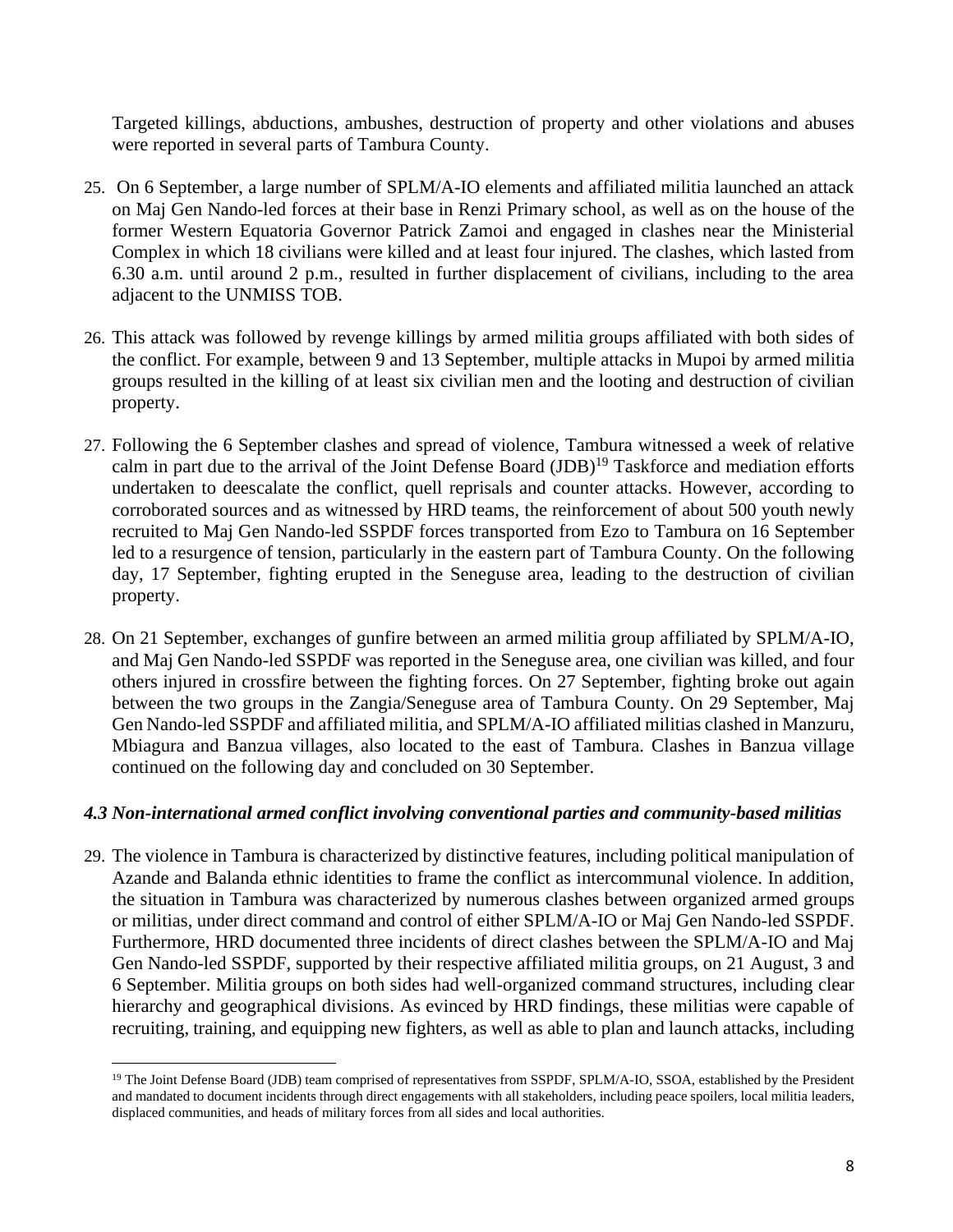Targeted killings, abductions, ambushes, destruction of property and other violations and abuses were reported in several parts of Tambura County.

25. On 6 September, a large number of SPLM/A-IO elements and affiliated militia launched an attack on Maj Gen Nando-led forces at their base in Renzi Primary school, as well as on the house of the former Western Equatoria Governor Patrick Zamoi and engaged in clashes near the Ministerial Complex in which 18 civilians were killed and at least four injured. The clashes, which lasted from 6.30 a.m. until around 2 p.m., resulted in further displacement of civilians, including to the area adjacent to the UNMISS TOB.

26. This attack was followed by revenge killings by armed militia groups affiliated with both sides of the conflict. For example, between 9 and 13 September, multiple attacks in Mupoi by armed militia groups resulted in the killing of at least six civilian men and the looting and destruction of civilian property.

27. Following the 6 September clashes and spread of violence, Tambura witnessed a week of relative calm in part due to the arrival of the Joint Defense Board (JDB)[19] Taskforce and mediation efforts undertaken to deescalate the conflict, quell reprisals and counter attacks. However, according to corroborated sources and as witnessed by HRD teams, the reinforcement of about 500 youth newly recruited to Maj Gen Nando-led SSPDF forces transported from Ezo to Tambura on 16 September led to a resurgence of tension, particularly in the eastern part of Tambura County. On the following day, 17 September, fighting erupted in the Seneguse area, leading to the destruction of civilian property.

28. On 21 September, exchanges of gunfire between an armed militia group affiliated by SPLM/A-IO, and Maj Gen Nando-led SSPDF was reported in the Seneguse area, one civilian was killed, and four others injured in crossfire between the fighting forces. On 27 September, fighting broke out again between the two groups in the Zangia/Seneguse area of Tambura County. On 29 September, Maj Gen Nando-led SSPDF and affiliated militia, and SPLM/A-IO affiliated militias clashed in Manzuru, Mbiagura and Banzua villages, also located to the east of Tambura. Clashes in Banzua village continued on the following day and concluded on 30 September.

### *4.3 Non-international armed conflict involving conventional parties and community-based militias*

29. The violence in Tambura is characterized by distinctive features, including political manipulation of Azande and Balanda ethnic identities to frame the conflict as intercommunal violence. In addition, the situation in Tambura was characterized by numerous clashes between organized armed groups or militias, under direct command and control of either SPLM/A-IO or Maj Gen Nando-led SSPDF. Furthermore, HRD documented three incidents of direct clashes between the SPLM/A-IO and Maj Gen Nando-led SSPDF, supported by their respective affiliated militia groups, on 21 August, 3 and 6 September. Militia groups on both sides had well-organized command structures, including clear hierarchy and geographical divisions. As evinced by HRD findings, these militias were capable of recruiting, training, and equipping new fighters, as well as able to plan and launch attacks, including

[19] The Joint Defense Board (JDB) team comprised of representatives from SSPDF, SPLM/A-IO, SSOA, established by the President and mandated to document incidents through direct engagements with all stakeholders, including peace spoilers, local militia leaders, displaced communities, and heads of military forces from all sides and local authorities.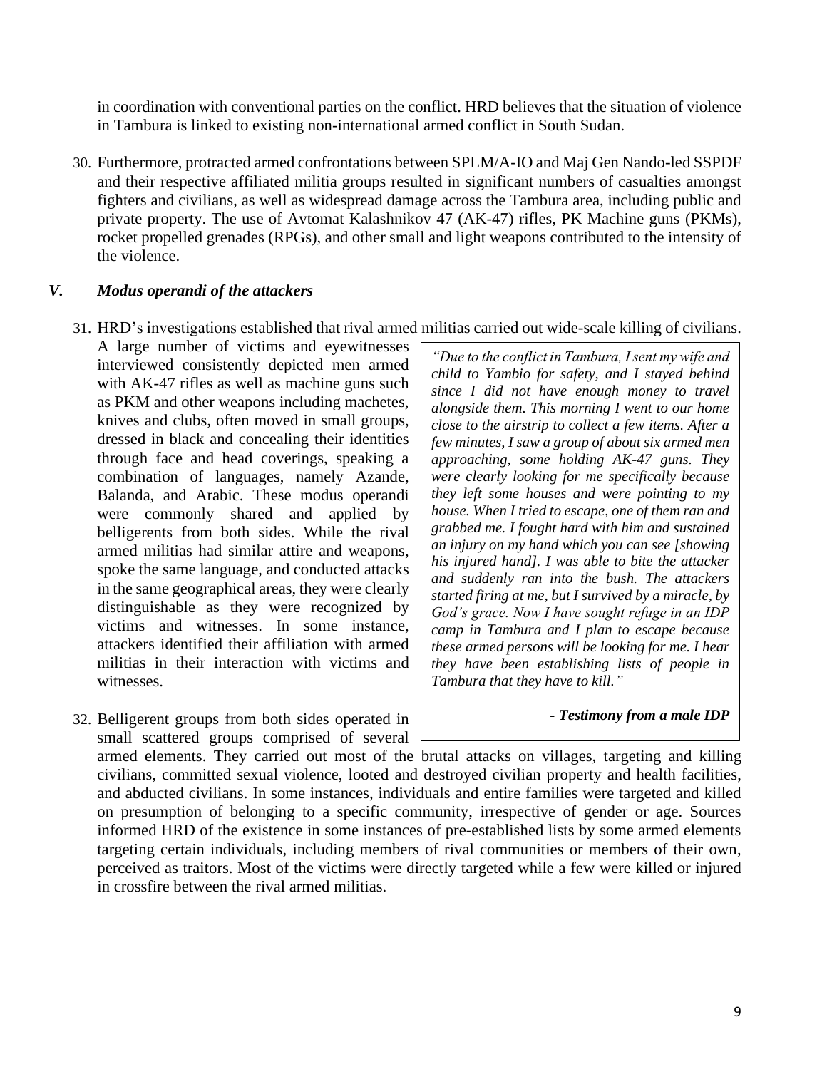in coordination with conventional parties on the conflict. HRD believes that the situation of violence in Tambura is linked to existing non-international armed conflict in South Sudan.

30. Furthermore, protracted armed confrontations between SPLM/A-IO and Maj Gen Nando-led SSPDF and their respective affiliated militia groups resulted in significant numbers of casualties amongst fighters and civilians, as well as widespread damage across the Tambura area, including public and private property. The use of Avtomat Kalashnikov 47 (AK-47) rifles, PK Machine guns (PKMs), rocket propelled grenades (RPGs), and other small and light weapons contributed to the intensity of the violence.

## *V. Modus operandi of the attackers*

31. HRD's investigations established that rival armed militias carried out wide-scale killing of civilians. A large number of victims and eyewitnesses interviewed consistently depicted men armed with AK-47 rifles as well as machine guns such as PKM and other weapons including machetes, knives and clubs, often moved in small groups, dressed in black and concealing their identities through face and head coverings, speaking a combination of languages, namely Azande, Balanda, and Arabic. These modus operandi were commonly shared and applied by belligerents from both sides. While the rival armed militias had similar attire and weapons, spoke the same language, and conducted attacks in the same geographical areas, they were clearly distinguishable as they were recognized by victims and witnesses. In some instance, attackers identified their affiliation with armed militias in their interaction with victims and witnesses.

> *"Due to the conflict in Tambura, I sent my wife and child to Yambio for safety, and I stayed behind since I did not have enough money to travel alongside them. This morning I went to our home close to the airstrip to collect a few items. After a few minutes, I saw a group of about six armed men approaching, some holding AK-47 guns. They were clearly looking for me specifically because they left some houses and were pointing to my house. When I tried to escape, one of them ran and grabbed me. I fought hard with him and sustained an injury on my hand which you can see [showing his injured hand]. I was able to bite the attacker and suddenly ran into the bush. The attackers started firing at me, but I survived by a miracle, by God's grace. Now I have sought refuge in an IDP camp in Tambura and I plan to escape because these armed persons will be looking for me. I hear they have been establishing lists of people in Tambura that they have to kill."*
>
> ***- Testimony from a male IDP***

32. Belligerent groups from both sides operated in small scattered groups comprised of several armed elements. They carried out most of the brutal attacks on villages, targeting and killing civilians, committed sexual violence, looted and destroyed civilian property and health facilities, and abducted civilians. In some instances, individuals and entire families were targeted and killed on presumption of belonging to a specific community, irrespective of gender or age. Sources informed HRD of the existence in some instances of pre-established lists by some armed elements targeting certain individuals, including members of rival communities or members of their own, perceived as traitors. Most of the victims were directly targeted while a few were killed or injured in crossfire between the rival armed militias.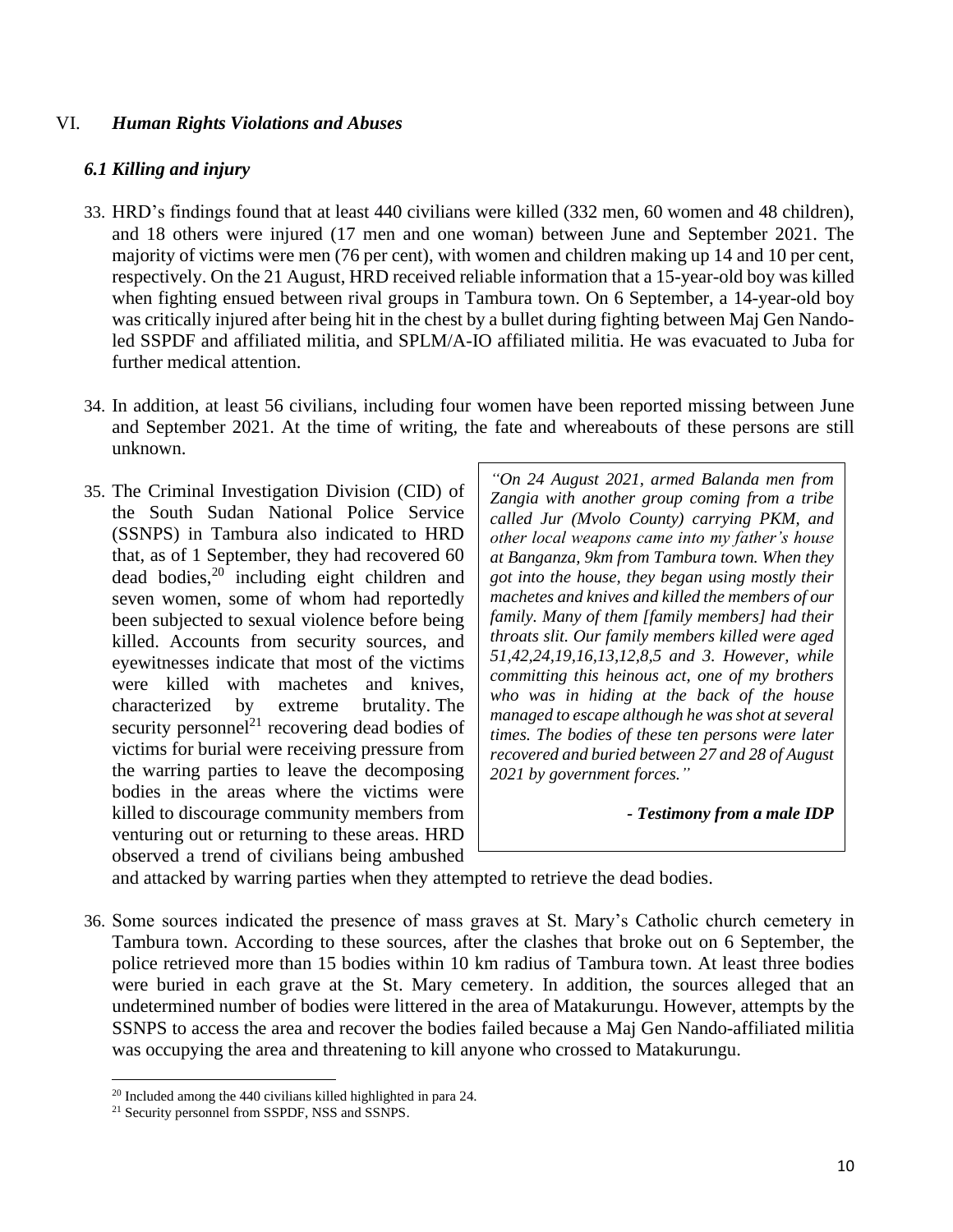## VI. *Human Rights Violations and Abuses*

### *6.1 Killing and injury*

33. HRD's findings found that at least 440 civilians were killed (332 men, 60 women and 48 children), and 18 others were injured (17 men and one woman) between June and September 2021. The majority of victims were men (76 per cent), with women and children making up 14 and 10 per cent, respectively. On the 21 August, HRD received reliable information that a 15-year-old boy was killed when fighting ensued between rival groups in Tambura town. On 6 September, a 14-year-old boy was critically injured after being hit in the chest by a bullet during fighting between Maj Gen Nando-led SSPDF and affiliated militia, and SPLM/A-IO affiliated militia. He was evacuated to Juba for further medical attention.

34. In addition, at least 56 civilians, including four women have been reported missing between June and September 2021. At the time of writing, the fate and whereabouts of these persons are still unknown.

35. The Criminal Investigation Division (CID) of the South Sudan National Police Service (SSNPS) in Tambura also indicated to HRD that, as of 1 September, they had recovered 60 dead bodies,[20] including eight children and seven women, some of whom had reportedly been subjected to sexual violence before being killed. Accounts from security sources, and eyewitnesses indicate that most of the victims were killed with machetes and knives, characterized by extreme brutality. The security personnel[21] recovering dead bodies of victims for burial were receiving pressure from the warring parties to leave the decomposing bodies in the areas where the victims were killed to discourage community members from venturing out or returning to these areas. HRD observed a trend of civilians being ambushed and attacked by warring parties when they attempted to retrieve the dead bodies.

> *"On 24 August 2021, armed Balanda men from Zangia with another group coming from a tribe called Jur (Mvolo County) carrying PKM, and other local weapons came into my father's house at Banganza, 9km from Tambura town. When they got into the house, they began using mostly their machetes and knives and killed the members of our family. Many of them [family members] had their throats slit. Our family members killed were aged 51,42,24,19,16,13,12,8,5 and 3. However, while committing this heinous act, one of my brothers who was in hiding at the back of the house managed to escape although he was shot at several times. The bodies of these ten persons were later recovered and buried between 27 and 28 of August 2021 by government forces."*
>
> ***- Testimony from a male IDP***

36. Some sources indicated the presence of mass graves at St. Mary's Catholic church cemetery in Tambura town. According to these sources, after the clashes that broke out on 6 September, the police retrieved more than 15 bodies within 10 km radius of Tambura town. At least three bodies were buried in each grave at the St. Mary cemetery. In addition, the sources alleged that an undetermined number of bodies were littered in the area of Matakurungu. However, attempts by the SSNPS to access the area and recover the bodies failed because a Maj Gen Nando-affiliated militia was occupying the area and threatening to kill anyone who crossed to Matakurungu.

---

[20] Included among the 440 civilians killed highlighted in para 24.

[21] Security personnel from SSPDF, NSS and SSNPS.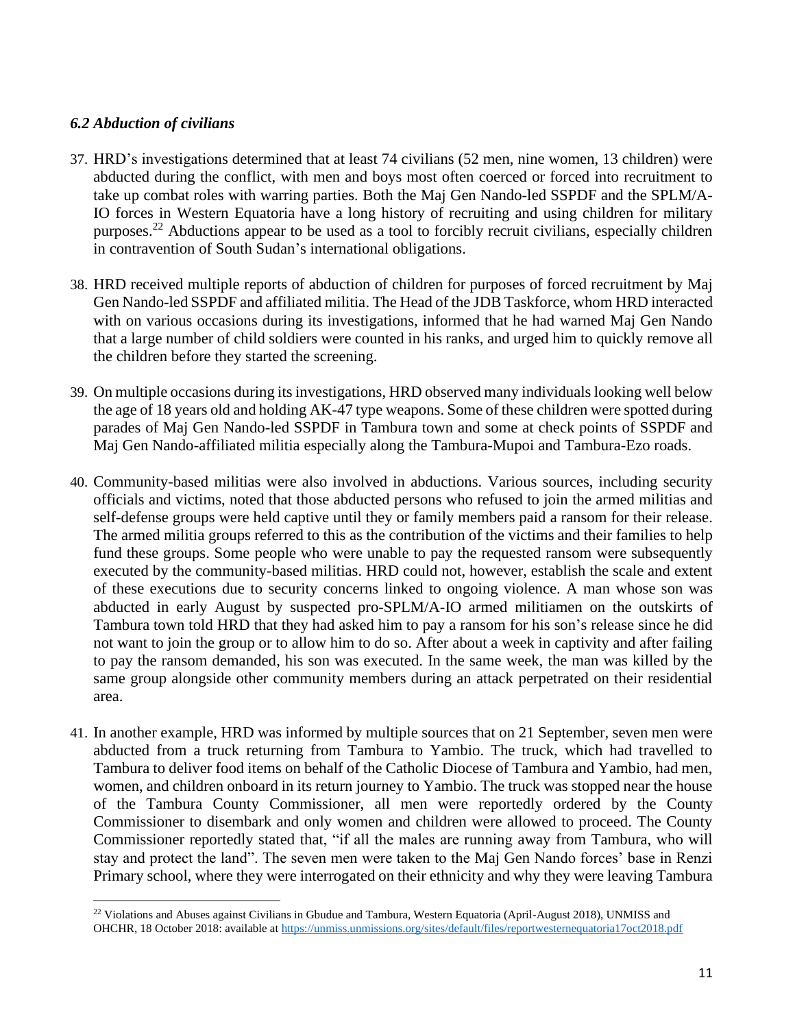### *6.2 Abduction of civilians*

37. HRD's investigations determined that at least 74 civilians (52 men, nine women, 13 children) were abducted during the conflict, with men and boys most often coerced or forced into recruitment to take up combat roles with warring parties. Both the Maj Gen Nando-led SSPDF and the SPLM/A-IO forces in Western Equatoria have a long history of recruiting and using children for military purposes.[22] Abductions appear to be used as a tool to forcibly recruit civilians, especially children in contravention of South Sudan's international obligations.

38. HRD received multiple reports of abduction of children for purposes of forced recruitment by Maj Gen Nando-led SSPDF and affiliated militia. The Head of the JDB Taskforce, whom HRD interacted with on various occasions during its investigations, informed that he had warned Maj Gen Nando that a large number of child soldiers were counted in his ranks, and urged him to quickly remove all the children before they started the screening.

39. On multiple occasions during its investigations, HRD observed many individuals looking well below the age of 18 years old and holding AK-47 type weapons. Some of these children were spotted during parades of Maj Gen Nando-led SSPDF in Tambura town and some at check points of SSPDF and Maj Gen Nando-affiliated militia especially along the Tambura-Mupoi and Tambura-Ezo roads.

40. Community-based militias were also involved in abductions. Various sources, including security officials and victims, noted that those abducted persons who refused to join the armed militias and self-defense groups were held captive until they or family members paid a ransom for their release. The armed militia groups referred to this as the contribution of the victims and their families to help fund these groups. Some people who were unable to pay the requested ransom were subsequently executed by the community-based militias. HRD could not, however, establish the scale and extent of these executions due to security concerns linked to ongoing violence. A man whose son was abducted in early August by suspected pro-SPLM/A-IO armed militiamen on the outskirts of Tambura town told HRD that they had asked him to pay a ransom for his son's release since he did not want to join the group or to allow him to do so. After about a week in captivity and after failing to pay the ransom demanded, his son was executed. In the same week, the man was killed by the same group alongside other community members during an attack perpetrated on their residential area.

41. In another example, HRD was informed by multiple sources that on 21 September, seven men were abducted from a truck returning from Tambura to Yambio. The truck, which had travelled to Tambura to deliver food items on behalf of the Catholic Diocese of Tambura and Yambio, had men, women, and children onboard in its return journey to Yambio. The truck was stopped near the house of the Tambura County Commissioner, all men were reportedly ordered by the County Commissioner to disembark and only women and children were allowed to proceed. The County Commissioner reportedly stated that, "if all the males are running away from Tambura, who will stay and protect the land". The seven men were taken to the Maj Gen Nando forces' base in Renzi Primary school, where they were interrogated on their ethnicity and why they were leaving Tambura

---

[22] Violations and Abuses against Civilians in Gbudue and Tambura, Western Equatoria (April-August 2018), UNMISS and OHCHR, 18 October 2018: available at https://unmiss.unmissions.org/sites/default/files/reportwesternequatoria17oct2018.pdf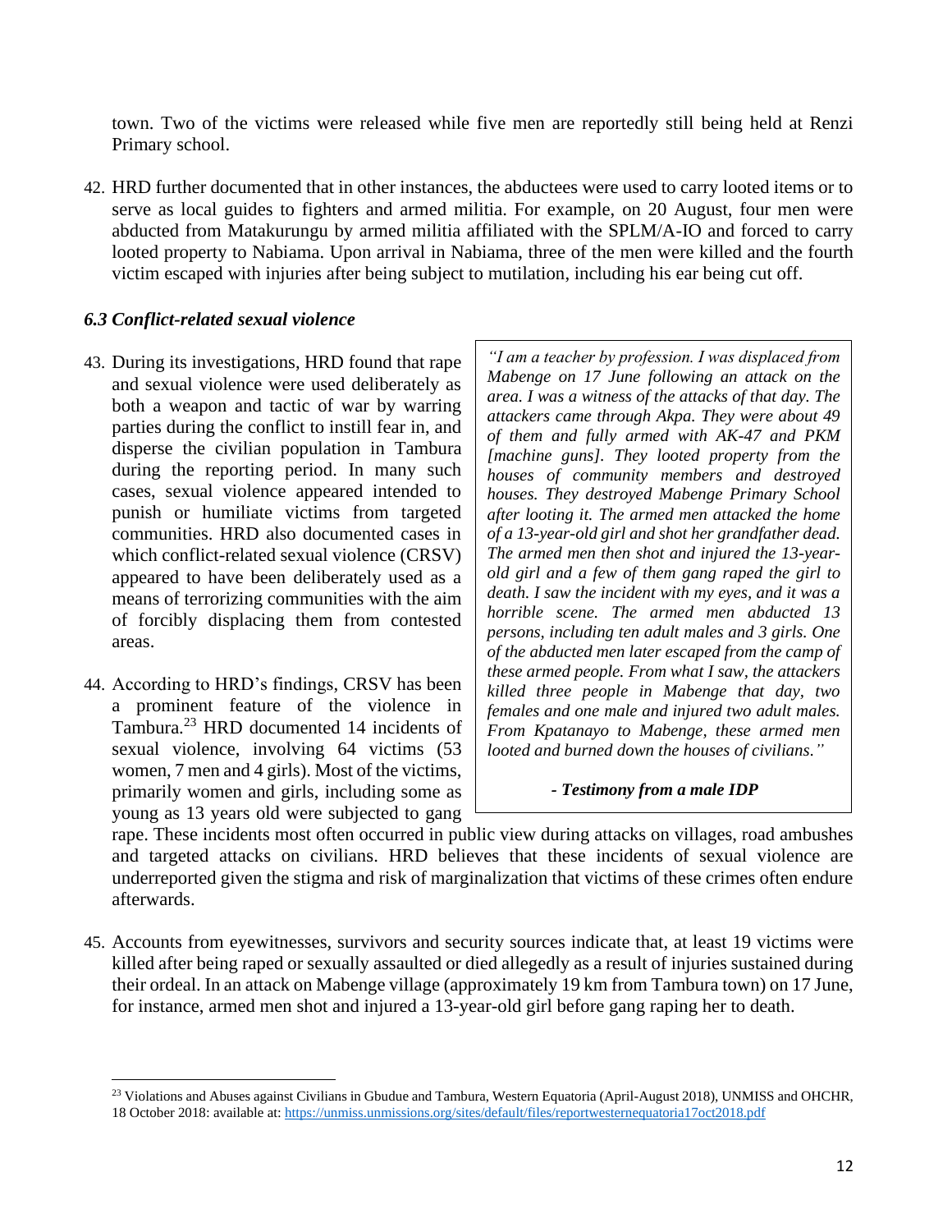town. Two of the victims were released while five men are reportedly still being held at Renzi Primary school.

42. HRD further documented that in other instances, the abductees were used to carry looted items or to serve as local guides to fighters and armed militia. For example, on 20 August, four men were abducted from Matakurungu by armed militia affiliated with the SPLM/A-IO and forced to carry looted property to Nabiama. Upon arrival in Nabiama, three of the men were killed and the fourth victim escaped with injuries after being subject to mutilation, including his ear being cut off.

### *6.3 Conflict-related sexual violence*

43. During its investigations, HRD found that rape and sexual violence were used deliberately as both a weapon and tactic of war by warring parties during the conflict to instill fear in, and disperse the civilian population in Tambura during the reporting period. In many such cases, sexual violence appeared intended to punish or humiliate victims from targeted communities. HRD also documented cases in which conflict-related sexual violence (CRSV) appeared to have been deliberately used as a means of terrorizing communities with the aim of forcibly displacing them from contested areas.

44. According to HRD's findings, CRSV has been a prominent feature of the violence in Tambura.[23] HRD documented 14 incidents of sexual violence, involving 64 victims (53 women, 7 men and 4 girls). Most of the victims, primarily women and girls, including some as young as 13 years old were subjected to gang rape. These incidents most often occurred in public view during attacks on villages, road ambushes and targeted attacks on civilians. HRD believes that these incidents of sexual violence are underreported given the stigma and risk of marginalization that victims of these crimes often endure afterwards.

> *"I am a teacher by profession. I was displaced from Mabenge on 17 June following an attack on the area. I was a witness of the attacks of that day. The attackers came through Akpa. They were about 49 of them and fully armed with AK-47 and PKM [machine guns]. They looted property from the houses of community members and destroyed houses. They destroyed Mabenge Primary School after looting it. The armed men attacked the home of a 13-year-old girl and shot her grandfather dead. The armed men then shot and injured the 13-year-old girl and a few of them gang raped the girl to death. I saw the incident with my eyes, and it was a horrible scene. The armed men abducted 13 persons, including ten adult males and 3 girls. One of the abducted men later escaped from the camp of these armed people. From what I saw, the attackers killed three people in Mabenge that day, two females and one male and injured two adult males. From Kpatanayo to Mabenge, these armed men looted and burned down the houses of civilians."*
>
> ***- Testimony from a male IDP***

45. Accounts from eyewitnesses, survivors and security sources indicate that, at least 19 victims were killed after being raped or sexually assaulted or died allegedly as a result of injuries sustained during their ordeal. In an attack on Mabenge village (approximately 19 km from Tambura town) on 17 June, for instance, armed men shot and injured a 13-year-old girl before gang raping her to death.

---

[23] Violations and Abuses against Civilians in Gbudue and Tambura, Western Equatoria (April-August 2018), UNMISS and OHCHR, 18 October 2018: available at: https://unmiss.unmissions.org/sites/default/files/reportwesternequatoria17oct2018.pdf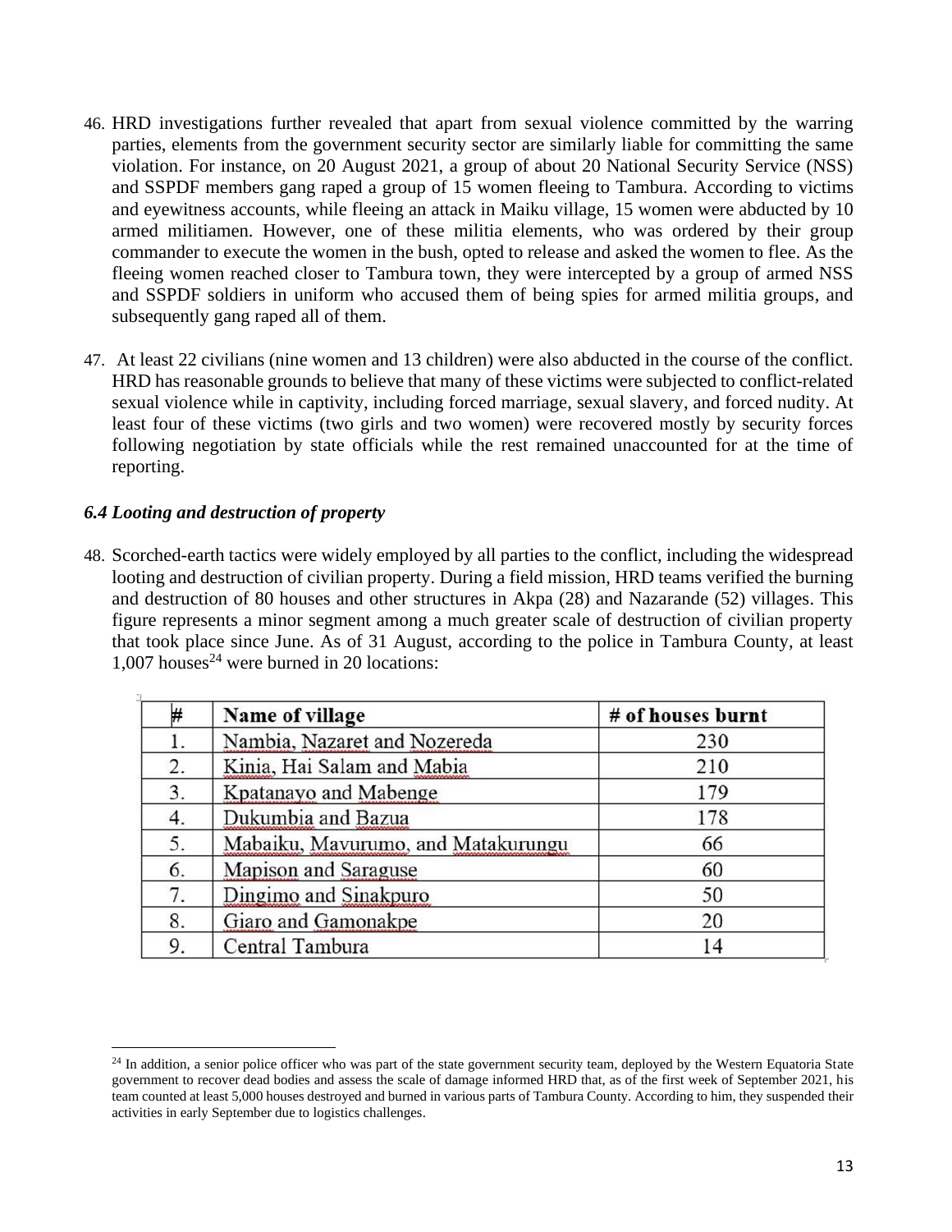46. HRD investigations further revealed that apart from sexual violence committed by the warring parties, elements from the government security sector are similarly liable for committing the same violation. For instance, on 20 August 2021, a group of about 20 National Security Service (NSS) and SSPDF members gang raped a group of 15 women fleeing to Tambura. According to victims and eyewitness accounts, while fleeing an attack in Maiku village, 15 women were abducted by 10 armed militiamen. However, one of these militia elements, who was ordered by their group commander to execute the women in the bush, opted to release and asked the women to flee. As the fleeing women reached closer to Tambura town, they were intercepted by a group of armed NSS and SSPDF soldiers in uniform who accused them of being spies for armed militia groups, and subsequently gang raped all of them.

47. At least 22 civilians (nine women and 13 children) were also abducted in the course of the conflict. HRD has reasonable grounds to believe that many of these victims were subjected to conflict-related sexual violence while in captivity, including forced marriage, sexual slavery, and forced nudity. At least four of these victims (two girls and two women) were recovered mostly by security forces following negotiation by state officials while the rest remained unaccounted for at the time of reporting.

### *6.4 Looting and destruction of property*

48. Scorched-earth tactics were widely employed by all parties to the conflict, including the widespread looting and destruction of civilian property. During a field mission, HRD teams verified the burning and destruction of 80 houses and other structures in Akpa (28) and Nazarande (52) villages. This figure represents a minor segment among a much greater scale of destruction of civilian property that took place since June. As of 31 August, according to the police in Tambura County, at least 1,007 houses[24] were burned in 20 locations:

| # | Name of village | # of houses burnt |
|---|---|---|
| 1. | Nambia, Nazaret and Nozereda | 230 |
| 2. | Kinia, Hai Salam and Mabia | 210 |
| 3. | Kpatanayo and Mabenge | 179 |
| 4. | Dukumbia and Bazua | 178 |
| 5. | Mabaiku, Mavurumo, and Matakurungu | 66 |
| 6. | Mapison and Saraguse | 60 |
| 7. | Dingimo and Sinakpuro | 50 |
| 8. | Giaro and Gamonakpe | 20 |
| 9. | Central Tambura | 14 |

[24] In addition, a senior police officer who was part of the state government security team, deployed by the Western Equatoria State government to recover dead bodies and assess the scale of damage informed HRD that, as of the first week of September 2021, his team counted at least 5,000 houses destroyed and burned in various parts of Tambura County. According to him, they suspended their activities in early September due to logistics challenges.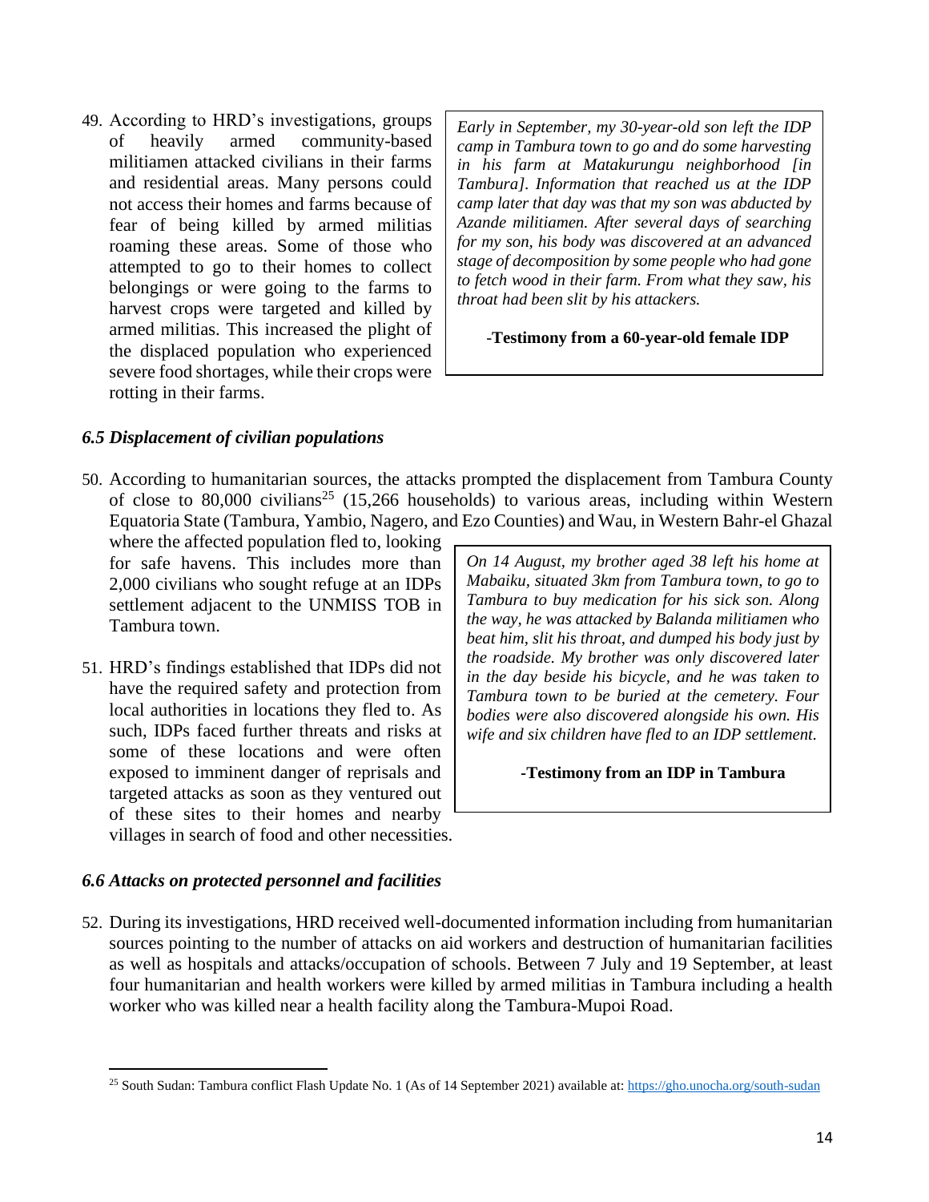49. According to HRD's investigations, groups of heavily armed community-based militiamen attacked civilians in their farms and residential areas. Many persons could not access their homes and farms because of fear of being killed by armed militias roaming these areas. Some of those who attempted to go to their homes to collect belongings or were going to the farms to harvest crops were targeted and killed by armed militias. This increased the plight of the displaced population who experienced severe food shortages, while their crops were rotting in their farms.

> *Early in September, my 30-year-old son left the IDP camp in Tambura town to go and do some harvesting in his farm at Matakurungu neighborhood [in Tambura]. Information that reached us at the IDP camp later that day was that my son was abducted by Azande militiamen. After several days of searching for my son, his body was discovered at an advanced stage of decomposition by some people who had gone to fetch wood in their farm. From what they saw, his throat had been slit by his attackers.*
>
> **-Testimony from a 60-year-old female IDP**

### *6.5 Displacement of civilian populations*

50. According to humanitarian sources, the attacks prompted the displacement from Tambura County of close to 80,000 civilians[25] (15,266 households) to various areas, including within Western Equatoria State (Tambura, Yambio, Nagero, and Ezo Counties) and Wau, in Western Bahr-el Ghazal where the affected population fled to, looking for safe havens. This includes more than 2,000 civilians who sought refuge at an IDPs settlement adjacent to the UNMISS TOB in Tambura town.

51. HRD's findings established that IDPs did not have the required safety and protection from local authorities in locations they fled to. As such, IDPs faced further threats and risks at some of these locations and were often exposed to imminent danger of reprisals and targeted attacks as soon as they ventured out of these sites to their homes and nearby villages in search of food and other necessities.

> *On 14 August, my brother aged 38 left his home at Mabaiku, situated 3km from Tambura town, to go to Tambura to buy medication for his sick son. Along the way, he was attacked by Balanda militiamen who beat him, slit his throat, and dumped his body just by the roadside. My brother was only discovered later in the day beside his bicycle, and he was taken to Tambura town to be buried at the cemetery. Four bodies were also discovered alongside his own. His wife and six children have fled to an IDP settlement.*
>
> **-Testimony from an IDP in Tambura**

### *6.6 Attacks on protected personnel and facilities*

52. During its investigations, HRD received well-documented information including from humanitarian sources pointing to the number of attacks on aid workers and destruction of humanitarian facilities as well as hospitals and attacks/occupation of schools. Between 7 July and 19 September, at least four humanitarian and health workers were killed by armed militias in Tambura including a health worker who was killed near a health facility along the Tambura-Mupoi Road.

---

[25] South Sudan: Tambura conflict Flash Update No. 1 (As of 14 September 2021) available at: https://gho.unocha.org/south-sudan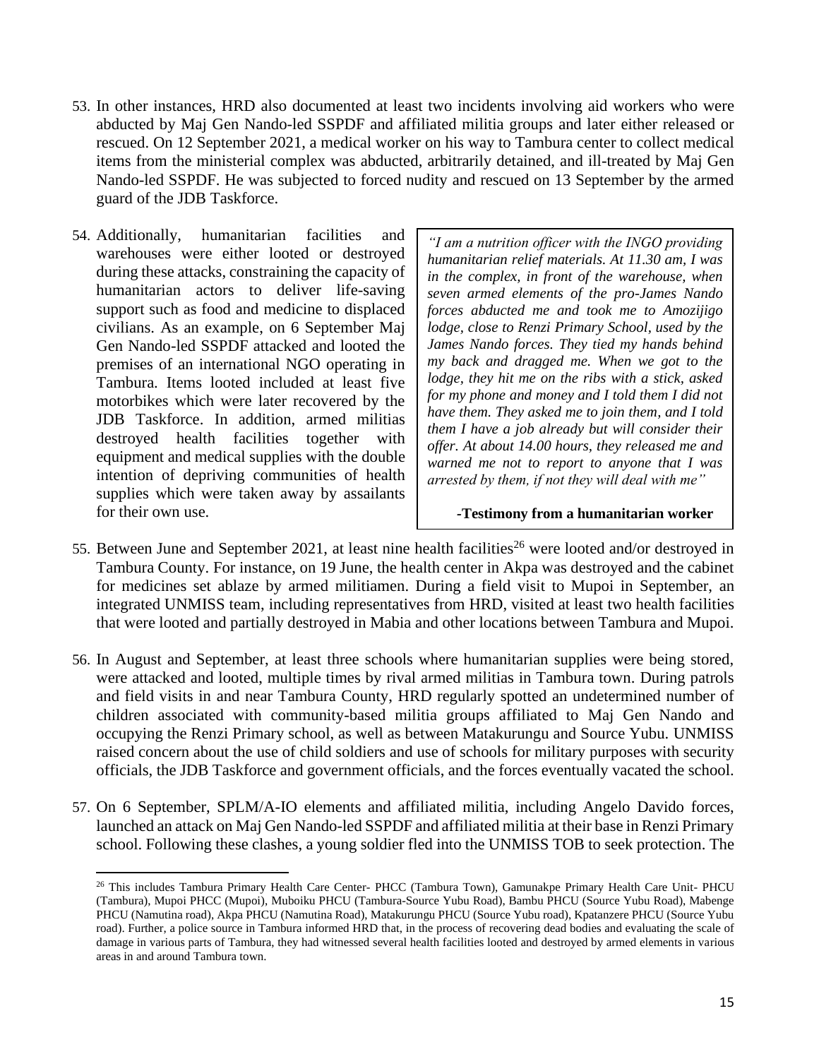53. In other instances, HRD also documented at least two incidents involving aid workers who were abducted by Maj Gen Nando-led SSPDF and affiliated militia groups and later either released or rescued. On 12 September 2021, a medical worker on his way to Tambura center to collect medical items from the ministerial complex was abducted, arbitrarily detained, and ill-treated by Maj Gen Nando-led SSPDF. He was subjected to forced nudity and rescued on 13 September by the armed guard of the JDB Taskforce.

54. Additionally, humanitarian facilities and warehouses were either looted or destroyed during these attacks, constraining the capacity of humanitarian actors to deliver life-saving support such as food and medicine to displaced civilians. As an example, on 6 September Maj Gen Nando-led SSPDF attacked and looted the premises of an international NGO operating in Tambura. Items looted included at least five motorbikes which were later recovered by the JDB Taskforce. In addition, armed militias destroyed health facilities together with equipment and medical supplies with the double intention of depriving communities of health supplies which were taken away by assailants for their own use.

> *"I am a nutrition officer with the INGO providing humanitarian relief materials. At 11.30 am, I was in the complex, in front of the warehouse, when seven armed elements of the pro-James Nando forces abducted me and took me to Amozijigo lodge, close to Renzi Primary School, used by the James Nando forces. They tied my hands behind my back and dragged me. When we got to the lodge, they hit me on the ribs with a stick, asked for my phone and money and I told them I did not have them. They asked me to join them, and I told them I have a job already but will consider their offer. At about 14.00 hours, they released me and warned me not to report to anyone that I was arrested by them, if not they will deal with me"*
>
> **-Testimony from a humanitarian worker**

55. Between June and September 2021, at least nine health facilities[26] were looted and/or destroyed in Tambura County. For instance, on 19 June, the health center in Akpa was destroyed and the cabinet for medicines set ablaze by armed militiamen. During a field visit to Mupoi in September, an integrated UNMISS team, including representatives from HRD, visited at least two health facilities that were looted and partially destroyed in Mabia and other locations between Tambura and Mupoi.

56. In August and September, at least three schools where humanitarian supplies were being stored, were attacked and looted, multiple times by rival armed militias in Tambura town. During patrols and field visits in and near Tambura County, HRD regularly spotted an undetermined number of children associated with community-based militia groups affiliated to Maj Gen Nando and occupying the Renzi Primary school, as well as between Matakurungu and Source Yubu. UNMISS raised concern about the use of child soldiers and use of schools for military purposes with security officials, the JDB Taskforce and government officials, and the forces eventually vacated the school.

57. On 6 September, SPLM/A-IO elements and affiliated militia, including Angelo Davido forces, launched an attack on Maj Gen Nando-led SSPDF and affiliated militia at their base in Renzi Primary school. Following these clashes, a young soldier fled into the UNMISS TOB to seek protection. The

---

[26] This includes Tambura Primary Health Care Center- PHCC (Tambura Town), Gamunakpe Primary Health Care Unit- PHCU (Tambura), Mupoi PHCC (Mupoi), Muboiku PHCU (Tambura-Source Yubu Road), Bambu PHCU (Source Yubu Road), Mabenge PHCU (Namutina road), Akpa PHCU (Namutina Road), Matakurungu PHCU (Source Yubu road), Kpatanzere PHCU (Source Yubu road). Further, a police source in Tambura informed HRD that, in the process of recovering dead bodies and evaluating the scale of damage in various parts of Tambura, they had witnessed several health facilities looted and destroyed by armed elements in various areas in and around Tambura town.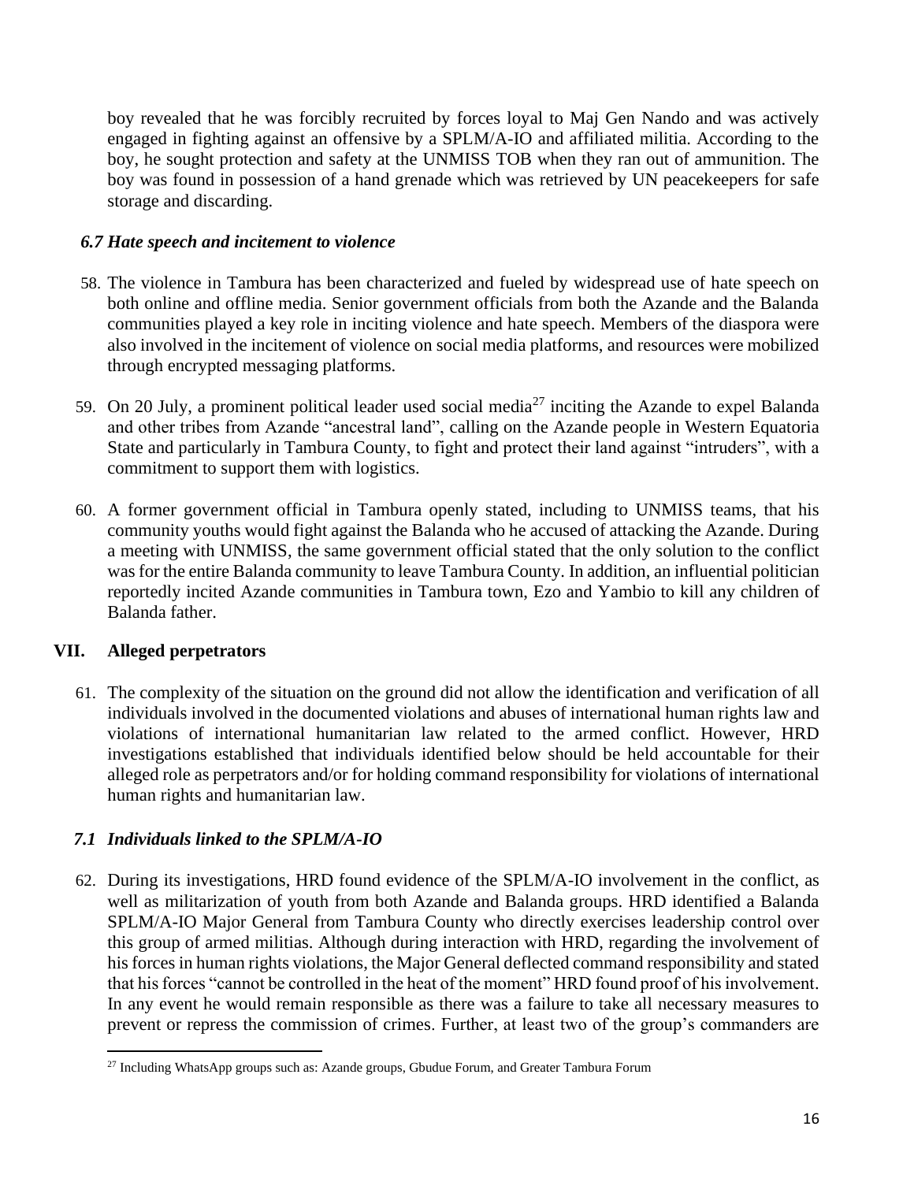boy revealed that he was forcibly recruited by forces loyal to Maj Gen Nando and was actively engaged in fighting against an offensive by a SPLM/A-IO and affiliated militia. According to the boy, he sought protection and safety at the UNMISS TOB when they ran out of ammunition. The boy was found in possession of a hand grenade which was retrieved by UN peacekeepers for safe storage and discarding.

### *6.7 Hate speech and incitement to violence*

58. The violence in Tambura has been characterized and fueled by widespread use of hate speech on both online and offline media. Senior government officials from both the Azande and the Balanda communities played a key role in inciting violence and hate speech. Members of the diaspora were also involved in the incitement of violence on social media platforms, and resources were mobilized through encrypted messaging platforms.

59. On 20 July, a prominent political leader used social media[27] inciting the Azande to expel Balanda and other tribes from Azande "ancestral land", calling on the Azande people in Western Equatoria State and particularly in Tambura County, to fight and protect their land against "intruders", with a commitment to support them with logistics.

60. A former government official in Tambura openly stated, including to UNMISS teams, that his community youths would fight against the Balanda who he accused of attacking the Azande. During a meeting with UNMISS, the same government official stated that the only solution to the conflict was for the entire Balanda community to leave Tambura County. In addition, an influential politician reportedly incited Azande communities in Tambura town, Ezo and Yambio to kill any children of Balanda father.

## VII. Alleged perpetrators

61. The complexity of the situation on the ground did not allow the identification and verification of all individuals involved in the documented violations and abuses of international human rights law and violations of international humanitarian law related to the armed conflict. However, HRD investigations established that individuals identified below should be held accountable for their alleged role as perpetrators and/or for holding command responsibility for violations of international human rights and humanitarian law.

### *7.1 Individuals linked to the SPLM/A-IO*

62. During its investigations, HRD found evidence of the SPLM/A-IO involvement in the conflict, as well as militarization of youth from both Azande and Balanda groups. HRD identified a Balanda SPLM/A-IO Major General from Tambura County who directly exercises leadership control over this group of armed militias. Although during interaction with HRD, regarding the involvement of his forces in human rights violations, the Major General deflected command responsibility and stated that his forces "cannot be controlled in the heat of the moment" HRD found proof of his involvement. In any event he would remain responsible as there was a failure to take all necessary measures to prevent or repress the commission of crimes. Further, at least two of the group's commanders are

[27] Including WhatsApp groups such as: Azande groups, Gbudue Forum, and Greater Tambura Forum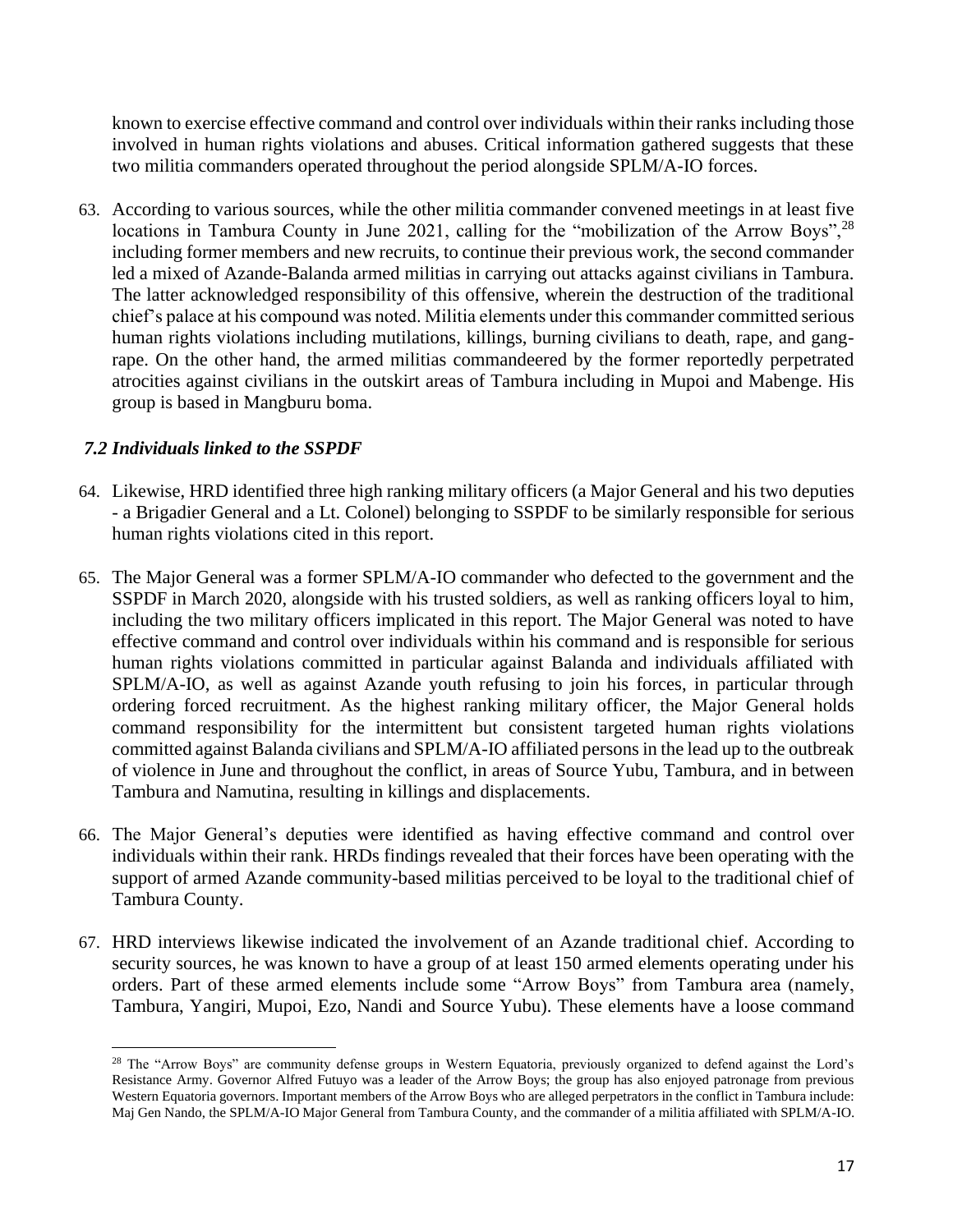known to exercise effective command and control over individuals within their ranks including those involved in human rights violations and abuses. Critical information gathered suggests that these two militia commanders operated throughout the period alongside SPLM/A-IO forces.

63. According to various sources, while the other militia commander convened meetings in at least five locations in Tambura County in June 2021, calling for the "mobilization of the Arrow Boys",[28] including former members and new recruits, to continue their previous work, the second commander led a mixed of Azande-Balanda armed militias in carrying out attacks against civilians in Tambura. The latter acknowledged responsibility of this offensive, wherein the destruction of the traditional chief's palace at his compound was noted. Militia elements under this commander committed serious human rights violations including mutilations, killings, burning civilians to death, rape, and gang-rape. On the other hand, the armed militias commandeered by the former reportedly perpetrated atrocities against civilians in the outskirt areas of Tambura including in Mupoi and Mabenge. His group is based in Mangburu boma.

### *7.2 Individuals linked to the SSPDF*

64. Likewise, HRD identified three high ranking military officers (a Major General and his two deputies - a Brigadier General and a Lt. Colonel) belonging to SSPDF to be similarly responsible for serious human rights violations cited in this report.

65. The Major General was a former SPLM/A-IO commander who defected to the government and the SSPDF in March 2020, alongside with his trusted soldiers, as well as ranking officers loyal to him, including the two military officers implicated in this report. The Major General was noted to have effective command and control over individuals within his command and is responsible for serious human rights violations committed in particular against Balanda and individuals affiliated with SPLM/A-IO, as well as against Azande youth refusing to join his forces, in particular through ordering forced recruitment. As the highest ranking military officer, the Major General holds command responsibility for the intermittent but consistent targeted human rights violations committed against Balanda civilians and SPLM/A-IO affiliated persons in the lead up to the outbreak of violence in June and throughout the conflict, in areas of Source Yubu, Tambura, and in between Tambura and Namutina, resulting in killings and displacements.

66. The Major General's deputies were identified as having effective command and control over individuals within their rank. HRDs findings revealed that their forces have been operating with the support of armed Azande community-based militias perceived to be loyal to the traditional chief of Tambura County.

67. HRD interviews likewise indicated the involvement of an Azande traditional chief. According to security sources, he was known to have a group of at least 150 armed elements operating under his orders. Part of these armed elements include some "Arrow Boys" from Tambura area (namely, Tambura, Yangiri, Mupoi, Ezo, Nandi and Source Yubu). These elements have a loose command

---

[28] The "Arrow Boys" are community defense groups in Western Equatoria, previously organized to defend against the Lord's Resistance Army. Governor Alfred Futuyo was a leader of the Arrow Boys; the group has also enjoyed patronage from previous Western Equatoria governors. Important members of the Arrow Boys who are alleged perpetrators in the conflict in Tambura include: Maj Gen Nando, the SPLM/A-IO Major General from Tambura County, and the commander of a militia affiliated with SPLM/A-IO.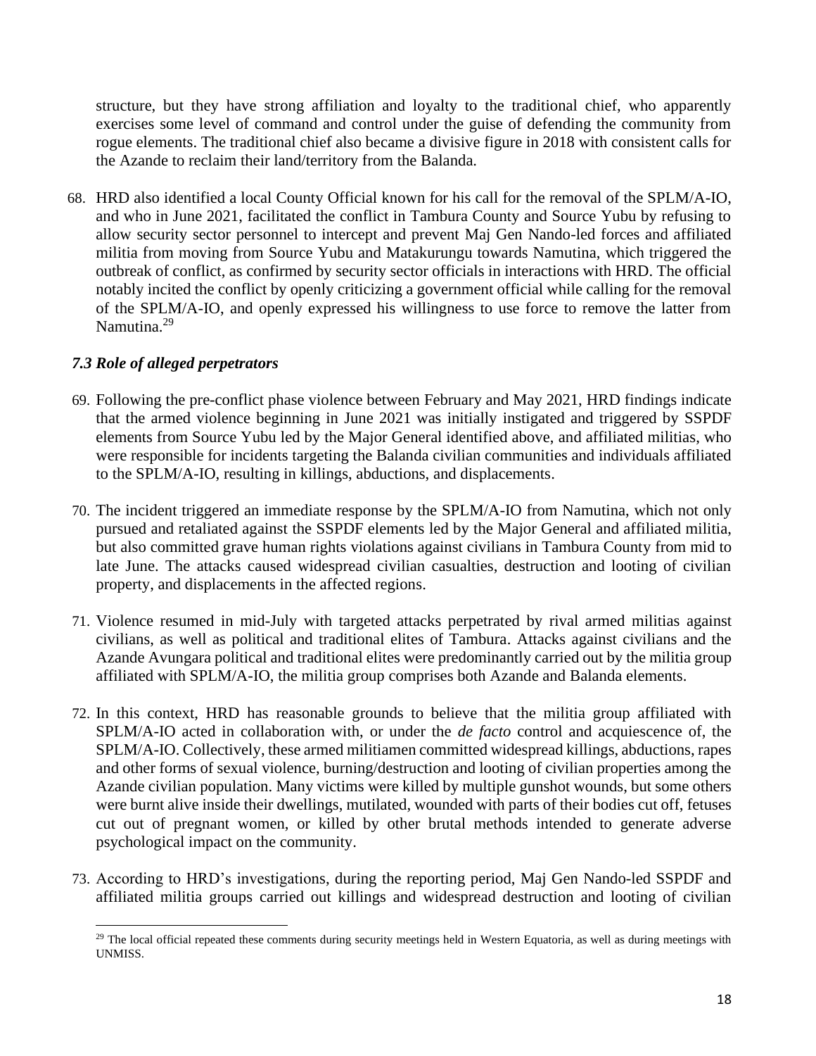structure, but they have strong affiliation and loyalty to the traditional chief, who apparently exercises some level of command and control under the guise of defending the community from rogue elements. The traditional chief also became a divisive figure in 2018 with consistent calls for the Azande to reclaim their land/territory from the Balanda.

68. HRD also identified a local County Official known for his call for the removal of the SPLM/A-IO, and who in June 2021, facilitated the conflict in Tambura County and Source Yubu by refusing to allow security sector personnel to intercept and prevent Maj Gen Nando-led forces and affiliated militia from moving from Source Yubu and Matakurungu towards Namutina, which triggered the outbreak of conflict, as confirmed by security sector officials in interactions with HRD. The official notably incited the conflict by openly criticizing a government official while calling for the removal of the SPLM/A-IO, and openly expressed his willingness to use force to remove the latter from Namutina.[29]

### *7.3 Role of alleged perpetrators*

69. Following the pre-conflict phase violence between February and May 2021, HRD findings indicate that the armed violence beginning in June 2021 was initially instigated and triggered by SSPDF elements from Source Yubu led by the Major General identified above, and affiliated militias, who were responsible for incidents targeting the Balanda civilian communities and individuals affiliated to the SPLM/A-IO, resulting in killings, abductions, and displacements.

70. The incident triggered an immediate response by the SPLM/A-IO from Namutina, which not only pursued and retaliated against the SSPDF elements led by the Major General and affiliated militia, but also committed grave human rights violations against civilians in Tambura County from mid to late June. The attacks caused widespread civilian casualties, destruction and looting of civilian property, and displacements in the affected regions.

71. Violence resumed in mid-July with targeted attacks perpetrated by rival armed militias against civilians, as well as political and traditional elites of Tambura. Attacks against civilians and the Azande Avungara political and traditional elites were predominantly carried out by the militia group affiliated with SPLM/A-IO, the militia group comprises both Azande and Balanda elements.

72. In this context, HRD has reasonable grounds to believe that the militia group affiliated with SPLM/A-IO acted in collaboration with, or under the *de facto* control and acquiescence of, the SPLM/A-IO. Collectively, these armed militiamen committed widespread killings, abductions, rapes and other forms of sexual violence, burning/destruction and looting of civilian properties among the Azande civilian population. Many victims were killed by multiple gunshot wounds, but some others were burnt alive inside their dwellings, mutilated, wounded with parts of their bodies cut off, fetuses cut out of pregnant women, or killed by other brutal methods intended to generate adverse psychological impact on the community.

73. According to HRD's investigations, during the reporting period, Maj Gen Nando-led SSPDF and affiliated militia groups carried out killings and widespread destruction and looting of civilian

---

[29] The local official repeated these comments during security meetings held in Western Equatoria, as well as during meetings with UNMISS.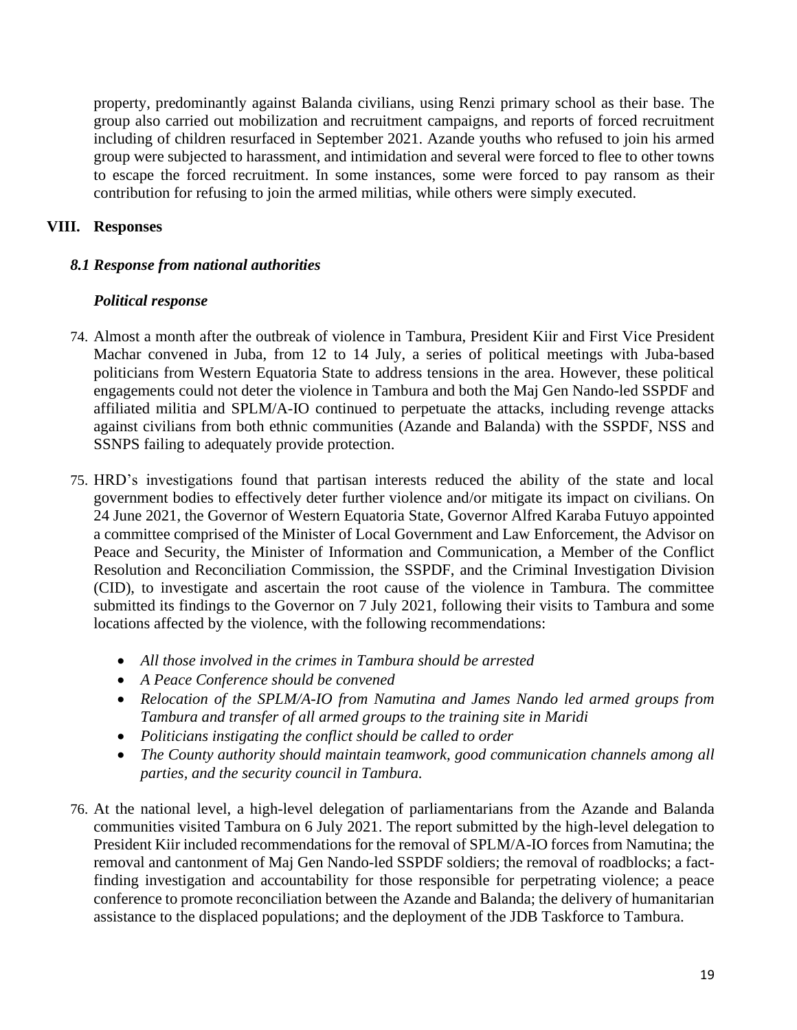property, predominantly against Balanda civilians, using Renzi primary school as their base. The group also carried out mobilization and recruitment campaigns, and reports of forced recruitment including of children resurfaced in September 2021. Azande youths who refused to join his armed group were subjected to harassment, and intimidation and several were forced to flee to other towns to escape the forced recruitment. In some instances, some were forced to pay ransom as their contribution for refusing to join the armed militias, while others were simply executed.

## VIII. Responses

### *8.1 Response from national authorities*

#### *Political response*

74. Almost a month after the outbreak of violence in Tambura, President Kiir and First Vice President Machar convened in Juba, from 12 to 14 July, a series of political meetings with Juba-based politicians from Western Equatoria State to address tensions in the area. However, these political engagements could not deter the violence in Tambura and both the Maj Gen Nando-led SSPDF and affiliated militia and SPLM/A-IO continued to perpetuate the attacks, including revenge attacks against civilians from both ethnic communities (Azande and Balanda) with the SSPDF, NSS and SSNPS failing to adequately provide protection.

75. HRD's investigations found that partisan interests reduced the ability of the state and local government bodies to effectively deter further violence and/or mitigate its impact on civilians. On 24 June 2021, the Governor of Western Equatoria State, Governor Alfred Karaba Futuyo appointed a committee comprised of the Minister of Local Government and Law Enforcement, the Advisor on Peace and Security, the Minister of Information and Communication, a Member of the Conflict Resolution and Reconciliation Commission, the SSPDF, and the Criminal Investigation Division (CID), to investigate and ascertain the root cause of the violence in Tambura. The committee submitted its findings to the Governor on 7 July 2021, following their visits to Tambura and some locations affected by the violence, with the following recommendations:

    - *All those involved in the crimes in Tambura should be arrested*
    - *A Peace Conference should be convened*
    - *Relocation of the SPLM/A-IO from Namutina and James Nando led armed groups from Tambura and transfer of all armed groups to the training site in Maridi*
    - *Politicians instigating the conflict should be called to order*
    - *The County authority should maintain teamwork, good communication channels among all parties, and the security council in Tambura.*

76. At the national level, a high-level delegation of parliamentarians from the Azande and Balanda communities visited Tambura on 6 July 2021. The report submitted by the high-level delegation to President Kiir included recommendations for the removal of SPLM/A-IO forces from Namutina; the removal and cantonment of Maj Gen Nando-led SSPDF soldiers; the removal of roadblocks; a fact-finding investigation and accountability for those responsible for perpetrating violence; a peace conference to promote reconciliation between the Azande and Balanda; the delivery of humanitarian assistance to the displaced populations; and the deployment of the JDB Taskforce to Tambura.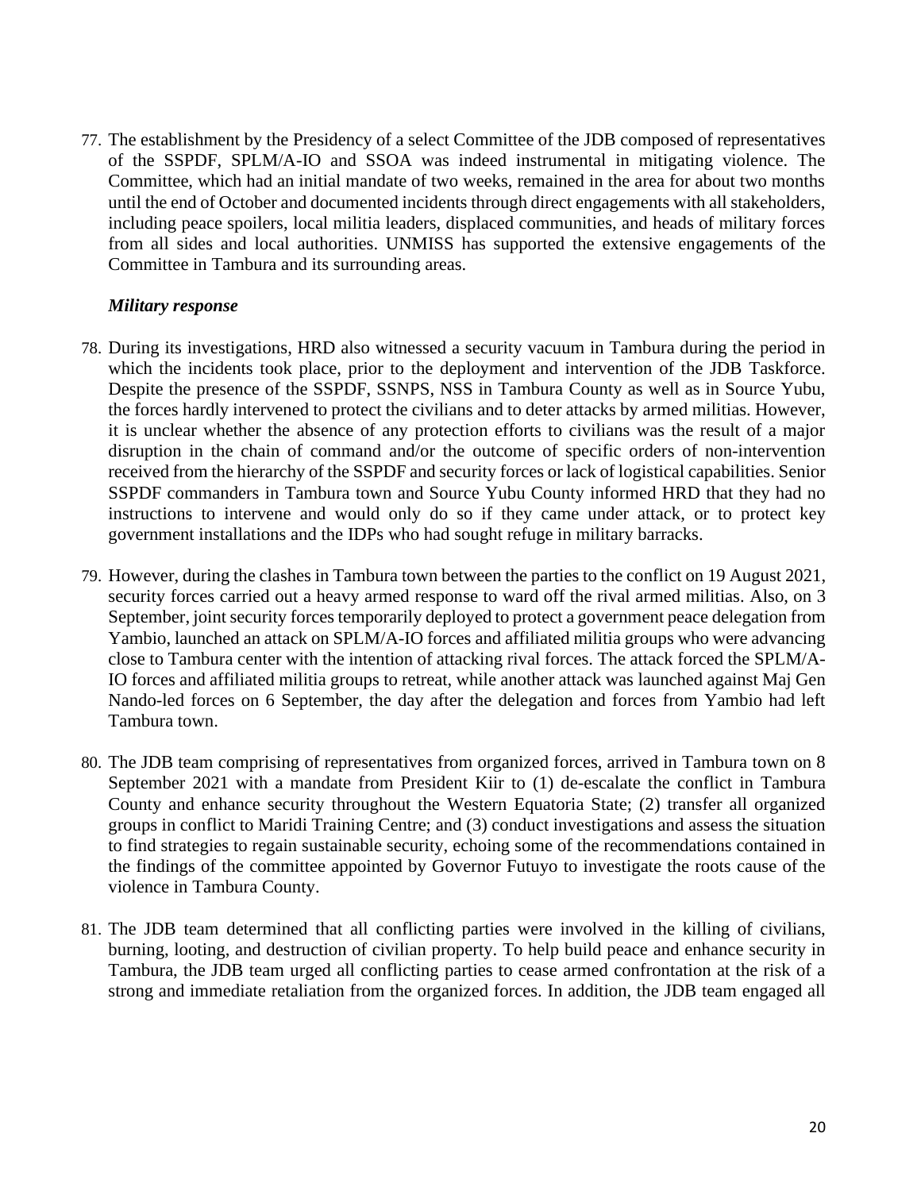77. The establishment by the Presidency of a select Committee of the JDB composed of representatives of the SSPDF, SPLM/A-IO and SSOA was indeed instrumental in mitigating violence. The Committee, which had an initial mandate of two weeks, remained in the area for about two months until the end of October and documented incidents through direct engagements with all stakeholders, including peace spoilers, local militia leaders, displaced communities, and heads of military forces from all sides and local authorities. UNMISS has supported the extensive engagements of the Committee in Tambura and its surrounding areas.

***Military response***

78. During its investigations, HRD also witnessed a security vacuum in Tambura during the period in which the incidents took place, prior to the deployment and intervention of the JDB Taskforce. Despite the presence of the SSPDF, SSNPS, NSS in Tambura County as well as in Source Yubu, the forces hardly intervened to protect the civilians and to deter attacks by armed militias. However, it is unclear whether the absence of any protection efforts to civilians was the result of a major disruption in the chain of command and/or the outcome of specific orders of non-intervention received from the hierarchy of the SSPDF and security forces or lack of logistical capabilities. Senior SSPDF commanders in Tambura town and Source Yubu County informed HRD that they had no instructions to intervene and would only do so if they came under attack, or to protect key government installations and the IDPs who had sought refuge in military barracks.

79. However, during the clashes in Tambura town between the parties to the conflict on 19 August 2021, security forces carried out a heavy armed response to ward off the rival armed militias. Also, on 3 September, joint security forces temporarily deployed to protect a government peace delegation from Yambio, launched an attack on SPLM/A-IO forces and affiliated militia groups who were advancing close to Tambura center with the intention of attacking rival forces. The attack forced the SPLM/A-IO forces and affiliated militia groups to retreat, while another attack was launched against Maj Gen Nando-led forces on 6 September, the day after the delegation and forces from Yambio had left Tambura town.

80. The JDB team comprising of representatives from organized forces, arrived in Tambura town on 8 September 2021 with a mandate from President Kiir to (1) de-escalate the conflict in Tambura County and enhance security throughout the Western Equatoria State; (2) transfer all organized groups in conflict to Maridi Training Centre; and (3) conduct investigations and assess the situation to find strategies to regain sustainable security, echoing some of the recommendations contained in the findings of the committee appointed by Governor Futuyo to investigate the roots cause of the violence in Tambura County.

81. The JDB team determined that all conflicting parties were involved in the killing of civilians, burning, looting, and destruction of civilian property. To help build peace and enhance security in Tambura, the JDB team urged all conflicting parties to cease armed confrontation at the risk of a strong and immediate retaliation from the organized forces. In addition, the JDB team engaged all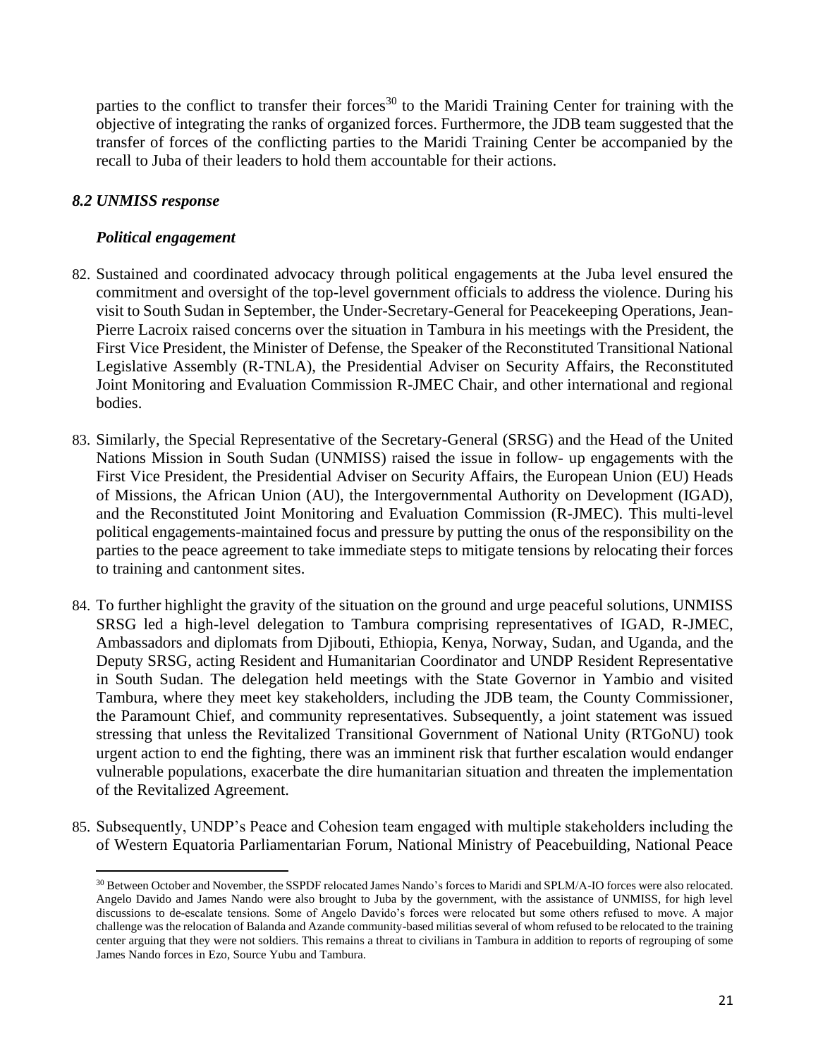parties to the conflict to transfer their forces[30] to the Maridi Training Center for training with the objective of integrating the ranks of organized forces. Furthermore, the JDB team suggested that the transfer of forces of the conflicting parties to the Maridi Training Center be accompanied by the recall to Juba of their leaders to hold them accountable for their actions.

### *8.2 UNMISS response*

#### *Political engagement*

82. Sustained and coordinated advocacy through political engagements at the Juba level ensured the commitment and oversight of the top-level government officials to address the violence. During his visit to South Sudan in September, the Under-Secretary-General for Peacekeeping Operations, Jean-Pierre Lacroix raised concerns over the situation in Tambura in his meetings with the President, the First Vice President, the Minister of Defense, the Speaker of the Reconstituted Transitional National Legislative Assembly (R-TNLA), the Presidential Adviser on Security Affairs, the Reconstituted Joint Monitoring and Evaluation Commission R-JMEC Chair, and other international and regional bodies.

83. Similarly, the Special Representative of the Secretary-General (SRSG) and the Head of the United Nations Mission in South Sudan (UNMISS) raised the issue in follow- up engagements with the First Vice President, the Presidential Adviser on Security Affairs, the European Union (EU) Heads of Missions, the African Union (AU), the Intergovernmental Authority on Development (IGAD), and the Reconstituted Joint Monitoring and Evaluation Commission (R-JMEC). This multi-level political engagements-maintained focus and pressure by putting the onus of the responsibility on the parties to the peace agreement to take immediate steps to mitigate tensions by relocating their forces to training and cantonment sites.

84. To further highlight the gravity of the situation on the ground and urge peaceful solutions, UNMISS SRSG led a high-level delegation to Tambura comprising representatives of IGAD, R-JMEC, Ambassadors and diplomats from Djibouti, Ethiopia, Kenya, Norway, Sudan, and Uganda, and the Deputy SRSG, acting Resident and Humanitarian Coordinator and UNDP Resident Representative in South Sudan. The delegation held meetings with the State Governor in Yambio and visited Tambura, where they meet key stakeholders, including the JDB team, the County Commissioner, the Paramount Chief, and community representatives. Subsequently, a joint statement was issued stressing that unless the Revitalized Transitional Government of National Unity (RTGoNU) took urgent action to end the fighting, there was an imminent risk that further escalation would endanger vulnerable populations, exacerbate the dire humanitarian situation and threaten the implementation of the Revitalized Agreement.

85. Subsequently, UNDP's Peace and Cohesion team engaged with multiple stakeholders including the of Western Equatoria Parliamentarian Forum, National Ministry of Peacebuilding, National Peace

---

[30] Between October and November, the SSPDF relocated James Nando's forces to Maridi and SPLM/A-IO forces were also relocated. Angelo Davido and James Nando were also brought to Juba by the government, with the assistance of UNMISS, for high level discussions to de-escalate tensions. Some of Angelo Davido's forces were relocated but some others refused to move. A major challenge was the relocation of Balanda and Azande community-based militias several of whom refused to be relocated to the training center arguing that they were not soldiers. This remains a threat to civilians in Tambura in addition to reports of regrouping of some James Nando forces in Ezo, Source Yubu and Tambura.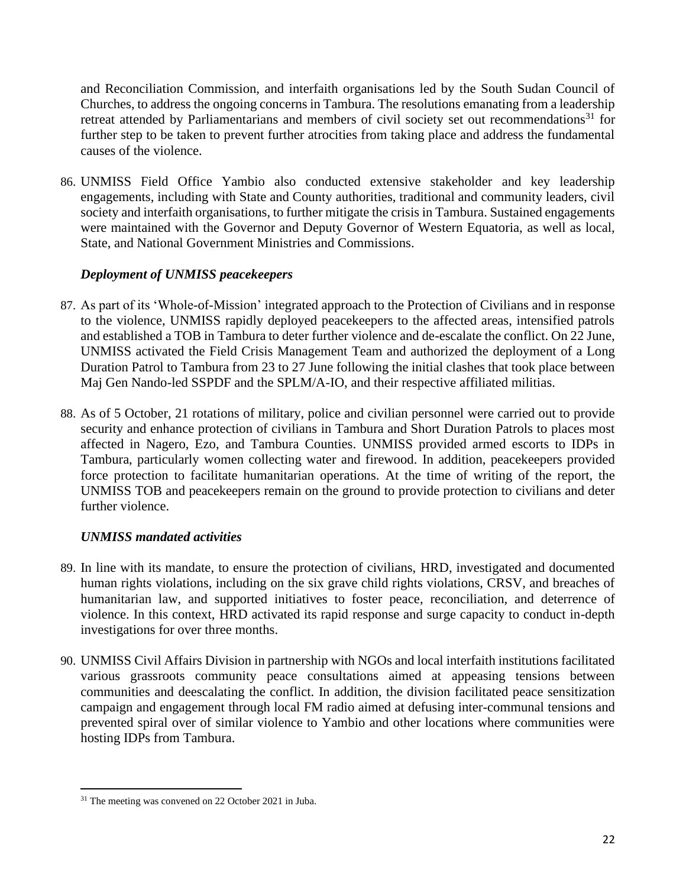and Reconciliation Commission, and interfaith organisations led by the South Sudan Council of Churches, to address the ongoing concerns in Tambura. The resolutions emanating from a leadership retreat attended by Parliamentarians and members of civil society set out recommendations[31] for further step to be taken to prevent further atrocities from taking place and address the fundamental causes of the violence.

86. UNMISS Field Office Yambio also conducted extensive stakeholder and key leadership engagements, including with State and County authorities, traditional and community leaders, civil society and interfaith organisations, to further mitigate the crisis in Tambura. Sustained engagements were maintained with the Governor and Deputy Governor of Western Equatoria, as well as local, State, and National Government Ministries and Commissions.

### *Deployment of UNMISS peacekeepers*

87. As part of its 'Whole-of-Mission' integrated approach to the Protection of Civilians and in response to the violence, UNMISS rapidly deployed peacekeepers to the affected areas, intensified patrols and established a TOB in Tambura to deter further violence and de-escalate the conflict. On 22 June, UNMISS activated the Field Crisis Management Team and authorized the deployment of a Long Duration Patrol to Tambura from 23 to 27 June following the initial clashes that took place between Maj Gen Nando-led SSPDF and the SPLM/A-IO, and their respective affiliated militias.

88. As of 5 October, 21 rotations of military, police and civilian personnel were carried out to provide security and enhance protection of civilians in Tambura and Short Duration Patrols to places most affected in Nagero, Ezo, and Tambura Counties. UNMISS provided armed escorts to IDPs in Tambura, particularly women collecting water and firewood. In addition, peacekeepers provided force protection to facilitate humanitarian operations. At the time of writing of the report, the UNMISS TOB and peacekeepers remain on the ground to provide protection to civilians and deter further violence.

### *UNMISS mandated activities*

89. In line with its mandate, to ensure the protection of civilians, HRD, investigated and documented human rights violations, including on the six grave child rights violations, CRSV, and breaches of humanitarian law, and supported initiatives to foster peace, reconciliation, and deterrence of violence. In this context, HRD activated its rapid response and surge capacity to conduct in-depth investigations for over three months.

90. UNMISS Civil Affairs Division in partnership with NGOs and local interfaith institutions facilitated various grassroots community peace consultations aimed at appeasing tensions between communities and deescalating the conflict. In addition, the division facilitated peace sensitization campaign and engagement through local FM radio aimed at defusing inter-communal tensions and prevented spiral over of similar violence to Yambio and other locations where communities were hosting IDPs from Tambura.

[31] The meeting was convened on 22 October 2021 in Juba.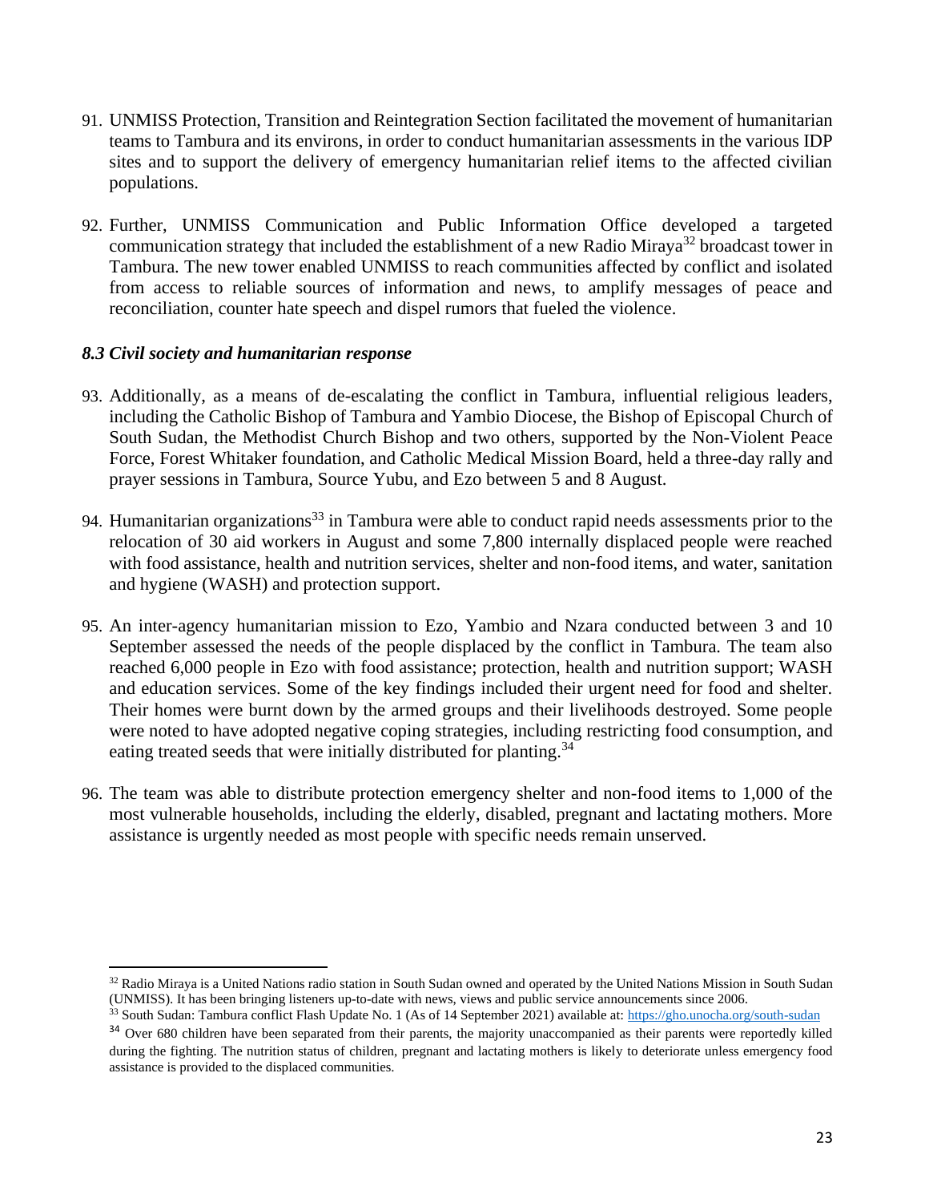91. UNMISS Protection, Transition and Reintegration Section facilitated the movement of humanitarian teams to Tambura and its environs, in order to conduct humanitarian assessments in the various IDP sites and to support the delivery of emergency humanitarian relief items to the affected civilian populations.

92. Further, UNMISS Communication and Public Information Office developed a targeted communication strategy that included the establishment of a new Radio Miraya[32] broadcast tower in Tambura. The new tower enabled UNMISS to reach communities affected by conflict and isolated from access to reliable sources of information and news, to amplify messages of peace and reconciliation, counter hate speech and dispel rumors that fueled the violence.

### *8.3 Civil society and humanitarian response*

93. Additionally, as a means of de-escalating the conflict in Tambura, influential religious leaders, including the Catholic Bishop of Tambura and Yambio Diocese, the Bishop of Episcopal Church of South Sudan, the Methodist Church Bishop and two others, supported by the Non-Violent Peace Force, Forest Whitaker foundation, and Catholic Medical Mission Board, held a three-day rally and prayer sessions in Tambura, Source Yubu, and Ezo between 5 and 8 August.

94. Humanitarian organizations[33] in Tambura were able to conduct rapid needs assessments prior to the relocation of 30 aid workers in August and some 7,800 internally displaced people were reached with food assistance, health and nutrition services, shelter and non-food items, and water, sanitation and hygiene (WASH) and protection support.

95. An inter-agency humanitarian mission to Ezo, Yambio and Nzara conducted between 3 and 10 September assessed the needs of the people displaced by the conflict in Tambura. The team also reached 6,000 people in Ezo with food assistance; protection, health and nutrition support; WASH and education services. Some of the key findings included their urgent need for food and shelter. Their homes were burnt down by the armed groups and their livelihoods destroyed. Some people were noted to have adopted negative coping strategies, including restricting food consumption, and eating treated seeds that were initially distributed for planting.[34]

96. The team was able to distribute protection emergency shelter and non-food items to 1,000 of the most vulnerable households, including the elderly, disabled, pregnant and lactating mothers. More assistance is urgently needed as most people with specific needs remain unserved.

---

[32] Radio Miraya is a United Nations radio station in South Sudan owned and operated by the United Nations Mission in South Sudan (UNMISS). It has been bringing listeners up-to-date with news, views and public service announcements since 2006.

[33] South Sudan: Tambura conflict Flash Update No. 1 (As of 14 September 2021) available at: https://gho.unocha.org/south-sudan

[34] Over 680 children have been separated from their parents, the majority unaccompanied as their parents were reportedly killed during the fighting. The nutrition status of children, pregnant and lactating mothers is likely to deteriorate unless emergency food assistance is provided to the displaced communities.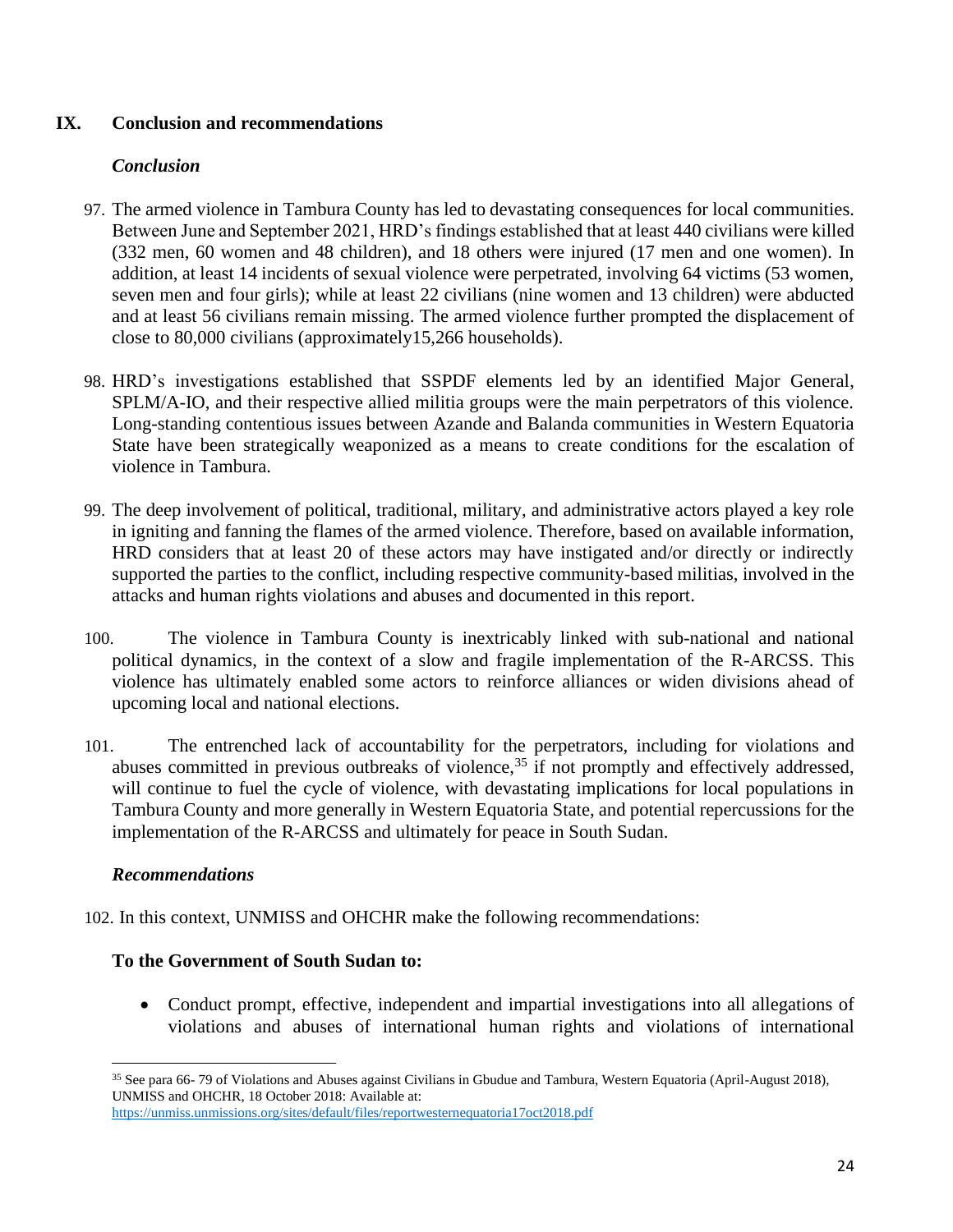## IX. Conclusion and recommendations

### *Conclusion*

97. The armed violence in Tambura County has led to devastating consequences for local communities. Between June and September 2021, HRD's findings established that at least 440 civilians were killed (332 men, 60 women and 48 children), and 18 others were injured (17 men and one women). In addition, at least 14 incidents of sexual violence were perpetrated, involving 64 victims (53 women, seven men and four girls); while at least 22 civilians (nine women and 13 children) were abducted and at least 56 civilians remain missing. The armed violence further prompted the displacement of close to 80,000 civilians (approximately15,266 households).

98. HRD's investigations established that SSPDF elements led by an identified Major General, SPLM/A-IO, and their respective allied militia groups were the main perpetrators of this violence. Long-standing contentious issues between Azande and Balanda communities in Western Equatoria State have been strategically weaponized as a means to create conditions for the escalation of violence in Tambura.

99. The deep involvement of political, traditional, military, and administrative actors played a key role in igniting and fanning the flames of the armed violence. Therefore, based on available information, HRD considers that at least 20 of these actors may have instigated and/or directly or indirectly supported the parties to the conflict, including respective community-based militias, involved in the attacks and human rights violations and abuses and documented in this report.

100. The violence in Tambura County is inextricably linked with sub-national and national political dynamics, in the context of a slow and fragile implementation of the R-ARCSS. This violence has ultimately enabled some actors to reinforce alliances or widen divisions ahead of upcoming local and national elections.

101. The entrenched lack of accountability for the perpetrators, including for violations and abuses committed in previous outbreaks of violence,[35] if not promptly and effectively addressed, will continue to fuel the cycle of violence, with devastating implications for local populations in Tambura County and more generally in Western Equatoria State, and potential repercussions for the implementation of the R-ARCSS and ultimately for peace in South Sudan.

### *Recommendations*

102. In this context, UNMISS and OHCHR make the following recommendations:

**To the Government of South Sudan to:**

- Conduct prompt, effective, independent and impartial investigations into all allegations of violations and abuses of international human rights and violations of international

---

[35] See para 66- 79 of Violations and Abuses against Civilians in Gbudue and Tambura, Western Equatoria (April-August 2018), UNMISS and OHCHR, 18 October 2018: Available at: https://unmiss.unmissions.org/sites/default/files/reportwesternequatoria17oct2018.pdf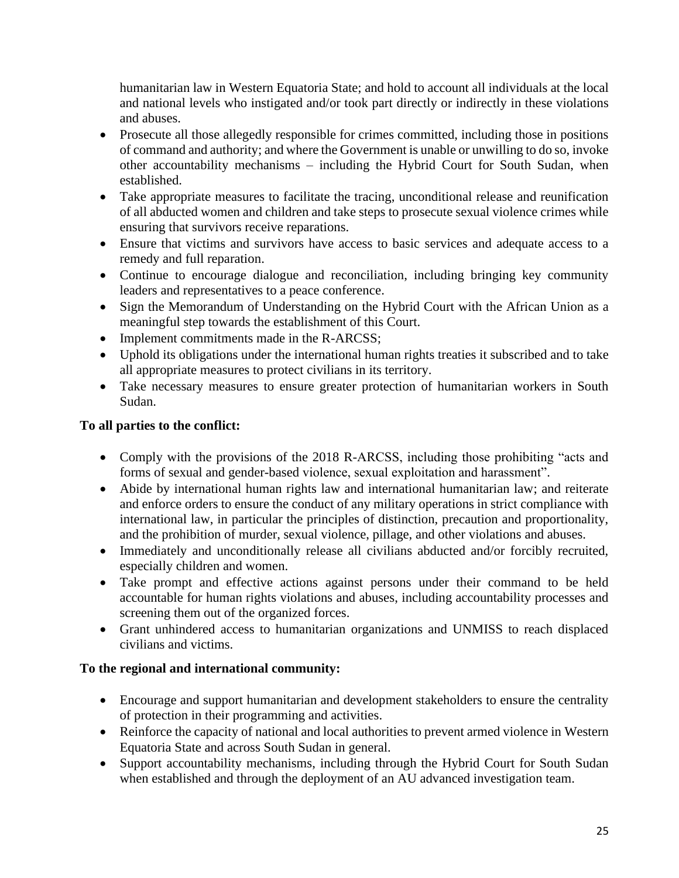humanitarian law in Western Equatoria State; and hold to account all individuals at the local and national levels who instigated and/or took part directly or indirectly in these violations and abuses.

- Prosecute all those allegedly responsible for crimes committed, including those in positions of command and authority; and where the Government is unable or unwilling to do so, invoke other accountability mechanisms – including the Hybrid Court for South Sudan, when established.
- Take appropriate measures to facilitate the tracing, unconditional release and reunification of all abducted women and children and take steps to prosecute sexual violence crimes while ensuring that survivors receive reparations.
- Ensure that victims and survivors have access to basic services and adequate access to a remedy and full reparation.
- Continue to encourage dialogue and reconciliation, including bringing key community leaders and representatives to a peace conference.
- Sign the Memorandum of Understanding on the Hybrid Court with the African Union as a meaningful step towards the establishment of this Court.
- Implement commitments made in the R-ARCSS;
- Uphold its obligations under the international human rights treaties it subscribed and to take all appropriate measures to protect civilians in its territory.
- Take necessary measures to ensure greater protection of humanitarian workers in South Sudan.

**To all parties to the conflict:**

- Comply with the provisions of the 2018 R-ARCSS, including those prohibiting "acts and forms of sexual and gender-based violence, sexual exploitation and harassment".
- Abide by international human rights law and international humanitarian law; and reiterate and enforce orders to ensure the conduct of any military operations in strict compliance with international law, in particular the principles of distinction, precaution and proportionality, and the prohibition of murder, sexual violence, pillage, and other violations and abuses.
- Immediately and unconditionally release all civilians abducted and/or forcibly recruited, especially children and women.
- Take prompt and effective actions against persons under their command to be held accountable for human rights violations and abuses, including accountability processes and screening them out of the organized forces.
- Grant unhindered access to humanitarian organizations and UNMISS to reach displaced civilians and victims.

**To the regional and international community:**

- Encourage and support humanitarian and development stakeholders to ensure the centrality of protection in their programming and activities.
- Reinforce the capacity of national and local authorities to prevent armed violence in Western Equatoria State and across South Sudan in general.
- Support accountability mechanisms, including through the Hybrid Court for South Sudan when established and through the deployment of an AU advanced investigation team.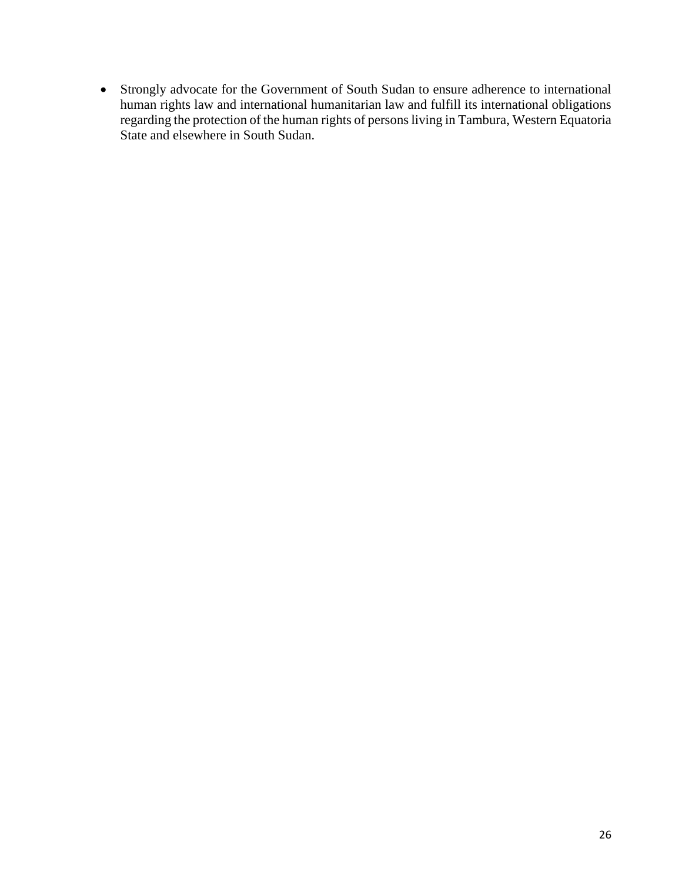- Strongly advocate for the Government of South Sudan to ensure adherence to international human rights law and international humanitarian law and fulfill its international obligations regarding the protection of the human rights of persons living in Tambura, Western Equatoria State and elsewhere in South Sudan.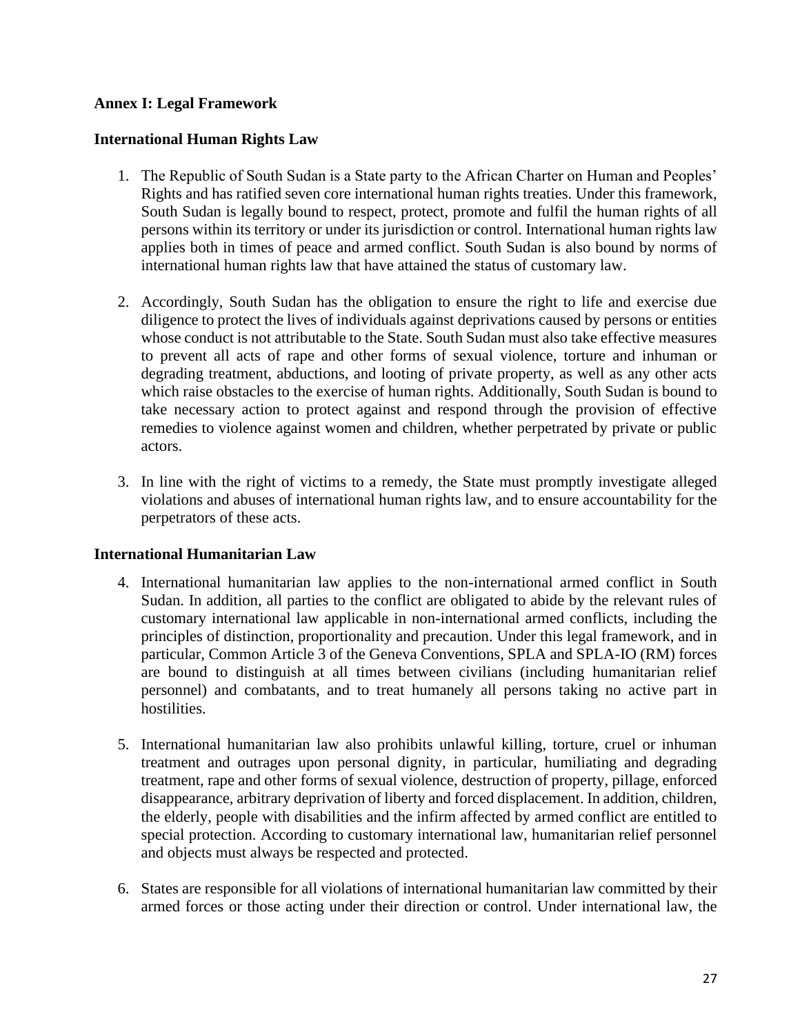## Annex I: Legal Framework

### International Human Rights Law

1. The Republic of South Sudan is a State party to the African Charter on Human and Peoples' Rights and has ratified seven core international human rights treaties. Under this framework, South Sudan is legally bound to respect, protect, promote and fulfil the human rights of all persons within its territory or under its jurisdiction or control. International human rights law applies both in times of peace and armed conflict. South Sudan is also bound by norms of international human rights law that have attained the status of customary law.

2. Accordingly, South Sudan has the obligation to ensure the right to life and exercise due diligence to protect the lives of individuals against deprivations caused by persons or entities whose conduct is not attributable to the State. South Sudan must also take effective measures to prevent all acts of rape and other forms of sexual violence, torture and inhuman or degrading treatment, abductions, and looting of private property, as well as any other acts which raise obstacles to the exercise of human rights. Additionally, South Sudan is bound to take necessary action to protect against and respond through the provision of effective remedies to violence against women and children, whether perpetrated by private or public actors.

3. In line with the right of victims to a remedy, the State must promptly investigate alleged violations and abuses of international human rights law, and to ensure accountability for the perpetrators of these acts.

### International Humanitarian Law

4. International humanitarian law applies to the non-international armed conflict in South Sudan. In addition, all parties to the conflict are obligated to abide by the relevant rules of customary international law applicable in non-international armed conflicts, including the principles of distinction, proportionality and precaution. Under this legal framework, and in particular, Common Article 3 of the Geneva Conventions, SPLA and SPLA-IO (RM) forces are bound to distinguish at all times between civilians (including humanitarian relief personnel) and combatants, and to treat humanely all persons taking no active part in hostilities.

5. International humanitarian law also prohibits unlawful killing, torture, cruel or inhuman treatment and outrages upon personal dignity, in particular, humiliating and degrading treatment, rape and other forms of sexual violence, destruction of property, pillage, enforced disappearance, arbitrary deprivation of liberty and forced displacement. In addition, children, the elderly, people with disabilities and the infirm affected by armed conflict are entitled to special protection. According to customary international law, humanitarian relief personnel and objects must always be respected and protected.

6. States are responsible for all violations of international humanitarian law committed by their armed forces or those acting under their direction or control. Under international law, the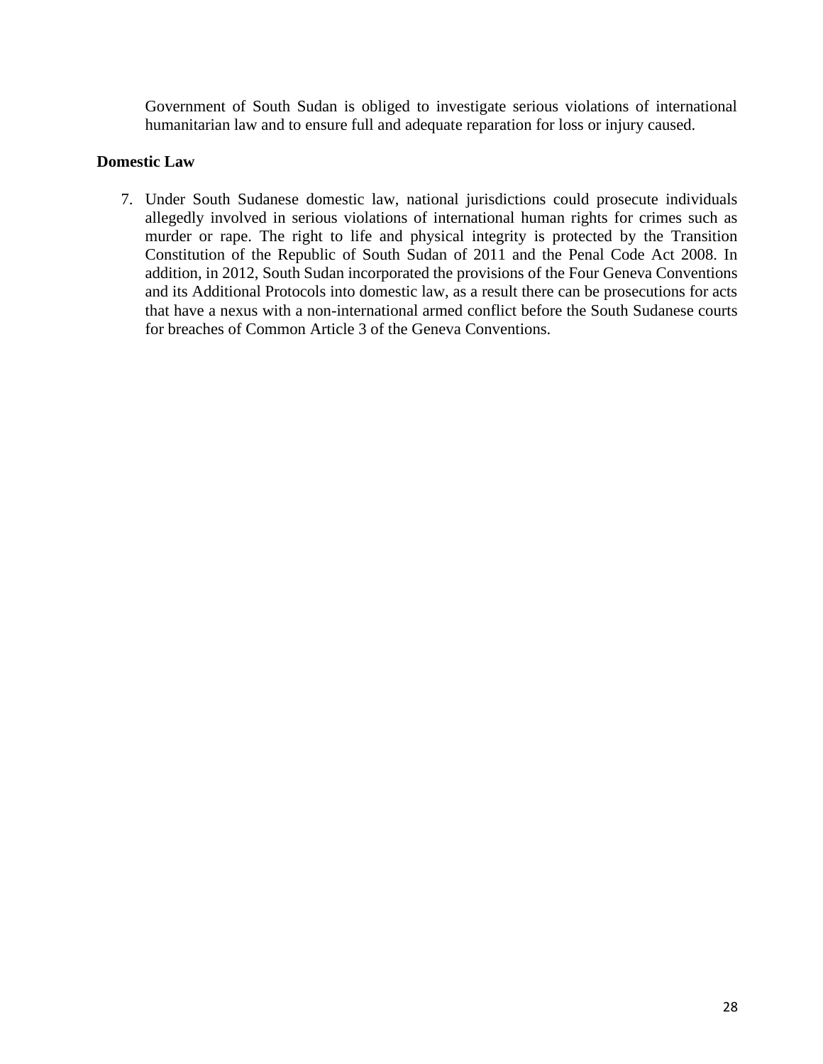Government of South Sudan is obliged to investigate serious violations of international humanitarian law and to ensure full and adequate reparation for loss or injury caused.

**Domestic Law**

7. Under South Sudanese domestic law, national jurisdictions could prosecute individuals allegedly involved in serious violations of international human rights for crimes such as murder or rape. The right to life and physical integrity is protected by the Transition Constitution of the Republic of South Sudan of 2011 and the Penal Code Act 2008. In addition, in 2012, South Sudan incorporated the provisions of the Four Geneva Conventions and its Additional Protocols into domestic law, as a result there can be prosecutions for acts that have a nexus with a non-international armed conflict before the South Sudanese courts for breaches of Common Article 3 of the Geneva Conventions.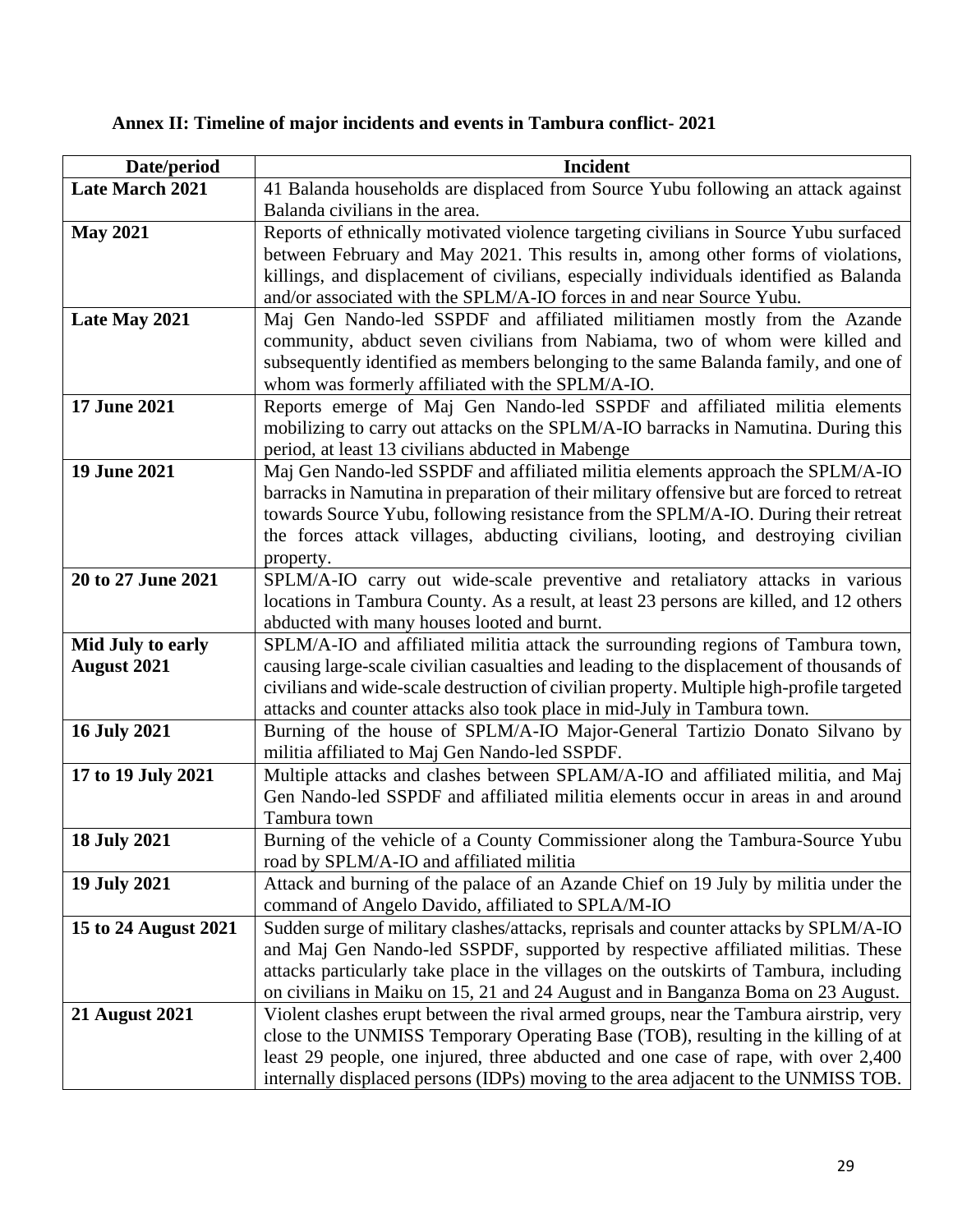**Annex II: Timeline of major incidents and events in Tambura conflict- 2021**

| Date/period | Incident |
|---|---|
| **Late March 2021** | 41 Balanda households are displaced from Source Yubu following an attack against Balanda civilians in the area. |
| **May 2021** | Reports of ethnically motivated violence targeting civilians in Source Yubu surfaced between February and May 2021. This results in, among other forms of violations, killings, and displacement of civilians, especially individuals identified as Balanda and/or associated with the SPLM/A-IO forces in and near Source Yubu. |
| **Late May 2021** | Maj Gen Nando-led SSPDF and affiliated militiamen mostly from the Azande community, abduct seven civilians from Nabiama, two of whom were killed and subsequently identified as members belonging to the same Balanda family, and one of whom was formerly affiliated with the SPLM/A-IO. |
| **17 June 2021** | Reports emerge of Maj Gen Nando-led SSPDF and affiliated militia elements mobilizing to carry out attacks on the SPLM/A-IO barracks in Namutina. During this period, at least 13 civilians abducted in Mabenge |
| **19 June 2021** | Maj Gen Nando-led SSPDF and affiliated militia elements approach the SPLM/A-IO barracks in Namutina in preparation of their military offensive but are forced to retreat towards Source Yubu, following resistance from the SPLM/A-IO. During their retreat the forces attack villages, abducting civilians, looting, and destroying civilian property. |
| **20 to 27 June 2021** | SPLM/A-IO carry out wide-scale preventive and retaliatory attacks in various locations in Tambura County. As a result, at least 23 persons are killed, and 12 others abducted with many houses looted and burnt. |
| **Mid July to early August 2021** | SPLM/A-IO and affiliated militia attack the surrounding regions of Tambura town, causing large-scale civilian casualties and leading to the displacement of thousands of civilians and wide-scale destruction of civilian property. Multiple high-profile targeted attacks and counter attacks also took place in mid-July in Tambura town. |
| **16 July 2021** | Burning of the house of SPLM/A-IO Major-General Tartizio Donato Silvano by militia affiliated to Maj Gen Nando-led SSPDF. |
| **17 to 19 July 2021** | Multiple attacks and clashes between SPLAM/A-IO and affiliated militia, and Maj Gen Nando-led SSPDF and affiliated militia elements occur in areas in and around Tambura town |
| **18 July 2021** | Burning of the vehicle of a County Commissioner along the Tambura-Source Yubu road by SPLM/A-IO and affiliated militia |
| **19 July 2021** | Attack and burning of the palace of an Azande Chief on 19 July by militia under the command of Angelo Davido, affiliated to SPLA/M-IO |
| **15 to 24 August 2021** | Sudden surge of military clashes/attacks, reprisals and counter attacks by SPLM/A-IO and Maj Gen Nando-led SSPDF, supported by respective affiliated militias. These attacks particularly take place in the villages on the outskirts of Tambura, including on civilians in Maiku on 15, 21 and 24 August and in Banganza Boma on 23 August. |
| **21 August 2021** | Violent clashes erupt between the rival armed groups, near the Tambura airstrip, very close to the UNMISS Temporary Operating Base (TOB), resulting in the killing of at least 29 people, one injured, three abducted and one case of rape, with over 2,400 internally displaced persons (IDPs) moving to the area adjacent to the UNMISS TOB. |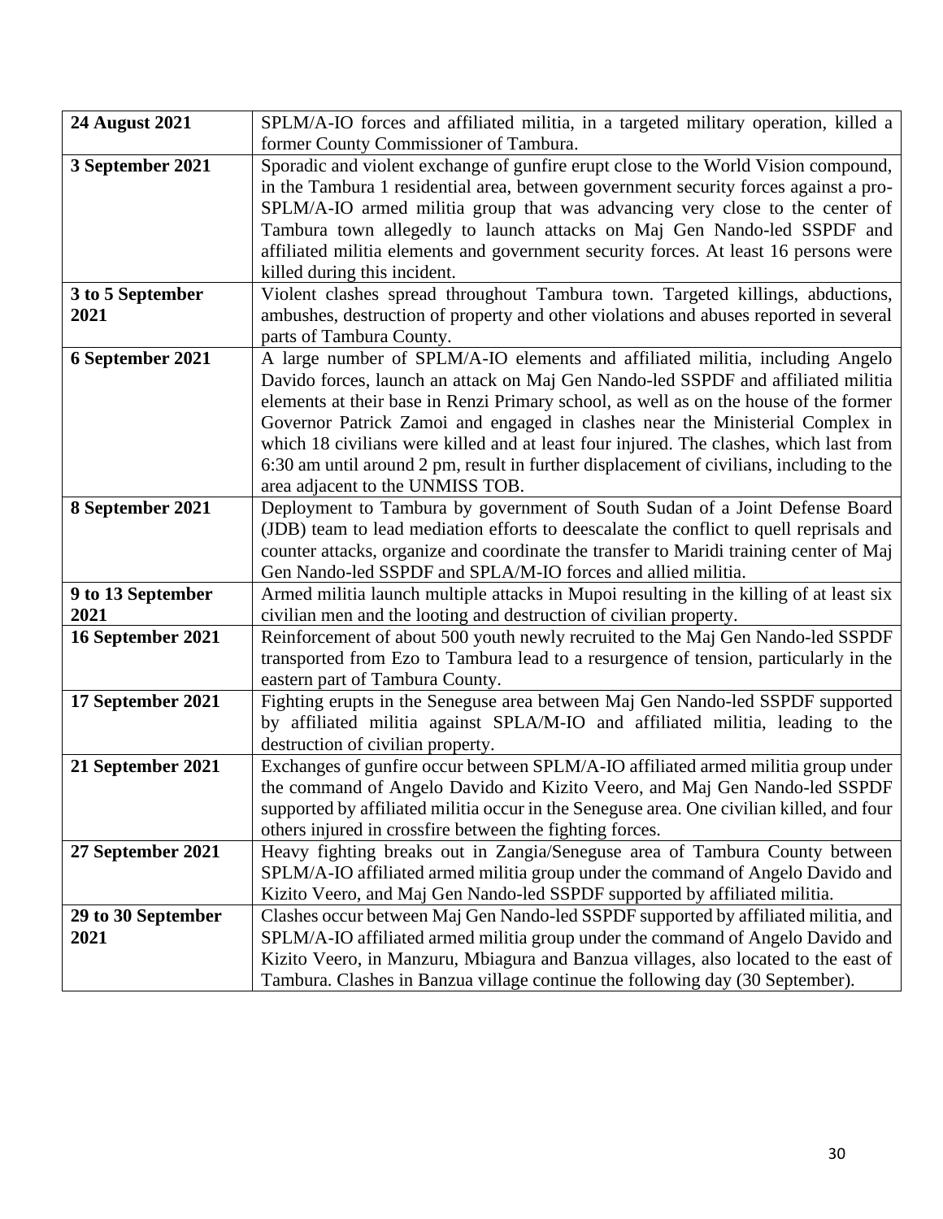| | |
|---|---|
| **24 August 2021** | SPLM/A-IO forces and affiliated militia, in a targeted military operation, killed a former County Commissioner of Tambura. |
| **3 September 2021** | Sporadic and violent exchange of gunfire erupt close to the World Vision compound, in the Tambura 1 residential area, between government security forces against a pro-SPLM/A-IO armed militia group that was advancing very close to the center of Tambura town allegedly to launch attacks on Maj Gen Nando-led SSPDF and affiliated militia elements and government security forces. At least 16 persons were killed during this incident. |
| **3 to 5 September 2021** | Violent clashes spread throughout Tambura town. Targeted killings, abductions, ambushes, destruction of property and other violations and abuses reported in several parts of Tambura County. |
| **6 September 2021** | A large number of SPLM/A-IO elements and affiliated militia, including Angelo Davido forces, launch an attack on Maj Gen Nando-led SSPDF and affiliated militia elements at their base in Renzi Primary school, as well as on the house of the former Governor Patrick Zamoi and engaged in clashes near the Ministerial Complex in which 18 civilians were killed and at least four injured. The clashes, which last from 6:30 am until around 2 pm, result in further displacement of civilians, including to the area adjacent to the UNMISS TOB. |
| **8 September 2021** | Deployment to Tambura by government of South Sudan of a Joint Defense Board (JDB) team to lead mediation efforts to deescalate the conflict to quell reprisals and counter attacks, organize and coordinate the transfer to Maridi training center of Maj Gen Nando-led SSPDF and SPLA/M-IO forces and allied militia. |
| **9 to 13 September 2021** | Armed militia launch multiple attacks in Mupoi resulting in the killing of at least six civilian men and the looting and destruction of civilian property. |
| **16 September 2021** | Reinforcement of about 500 youth newly recruited to the Maj Gen Nando-led SSPDF transported from Ezo to Tambura lead to a resurgence of tension, particularly in the eastern part of Tambura County. |
| **17 September 2021** | Fighting erupts in the Seneguse area between Maj Gen Nando-led SSPDF supported by affiliated militia against SPLA/M-IO and affiliated militia, leading to the destruction of civilian property. |
| **21 September 2021** | Exchanges of gunfire occur between SPLM/A-IO affiliated armed militia group under the command of Angelo Davido and Kizito Veero, and Maj Gen Nando-led SSPDF supported by affiliated militia occur in the Seneguse area. One civilian killed, and four others injured in crossfire between the fighting forces. |
| **27 September 2021** | Heavy fighting breaks out in Zangia/Seneguse area of Tambura County between SPLM/A-IO affiliated armed militia group under the command of Angelo Davido and Kizito Veero, and Maj Gen Nando-led SSPDF supported by affiliated militia. |
| **29 to 30 September 2021** | Clashes occur between Maj Gen Nando-led SSPDF supported by affiliated militia, and SPLM/A-IO affiliated armed militia group under the command of Angelo Davido and Kizito Veero, in Manzuru, Mbiagura and Banzua villages, also located to the east of Tambura. Clashes in Banzua village continue the following day (30 September). |